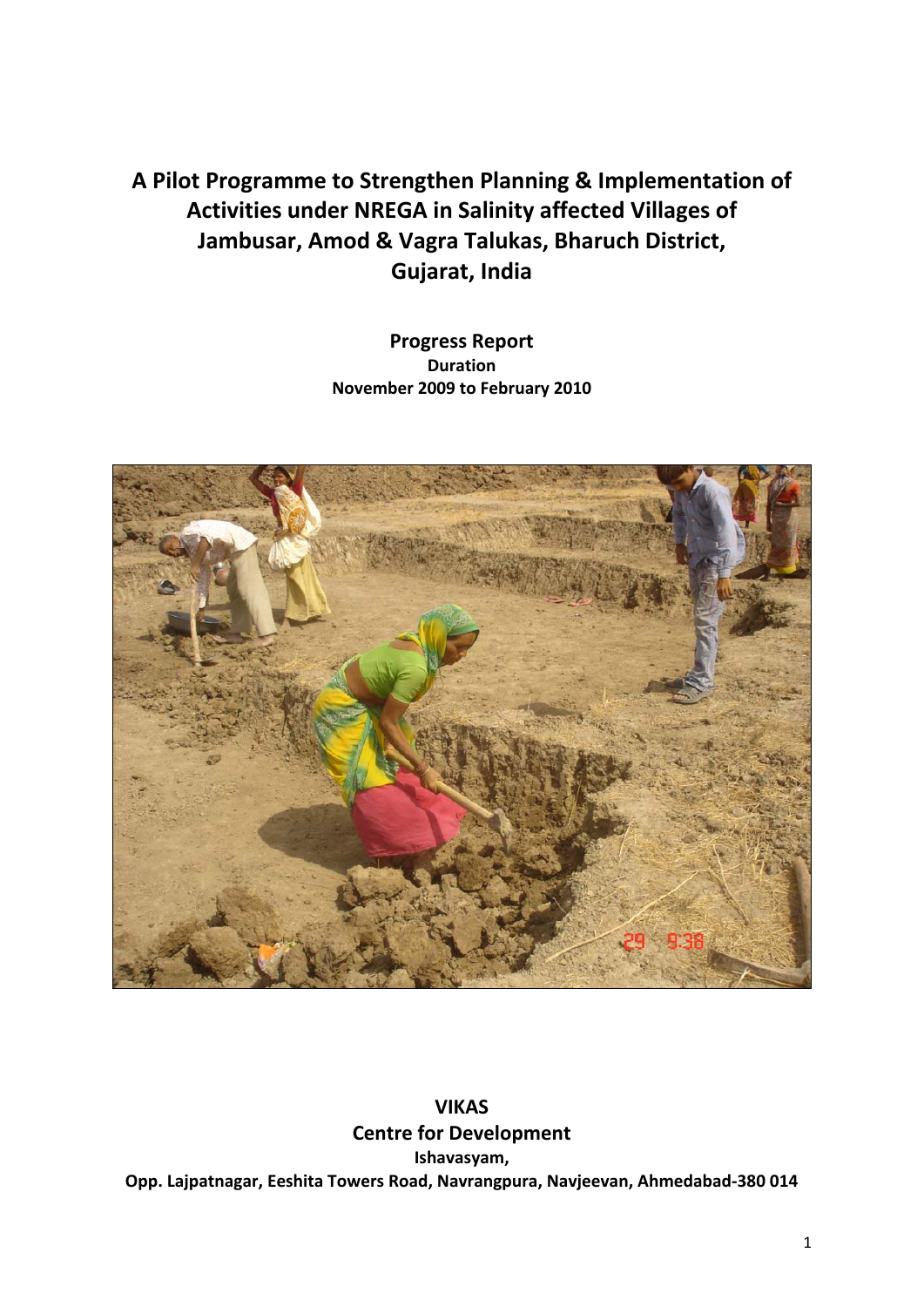# A Pilot Programme to Strengthen Planning & Implementation of Activities under NREGA in Salinity affected Villages of Jambusar, Amod & Vagra Talukas, Bharuch District, Gujarat, India

**Progress Report**

**Duration**

**November 2009 to February 2010**

**VIKAS**

**Centre for Development**

**Ishavasyam,**

**Opp. Lajpatnagar, Eeshita Towers Road, Navrangpura, Navjeevan, Ahmedabad-380 014**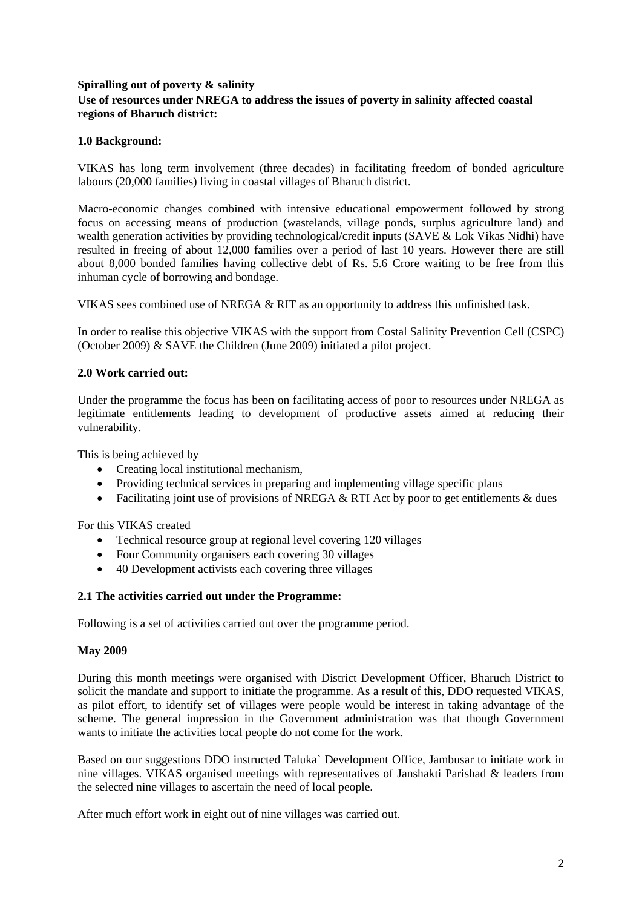**Spiralling out of poverty & salinity**

**Use of resources under NREGA to address the issues of poverty in salinity affected coastal regions of Bharuch district:**

**1.0 Background:**

VIKAS has long term involvement (three decades) in facilitating freedom of bonded agriculture labours (20,000 families) living in coastal villages of Bharuch district.

Macro-economic changes combined with intensive educational empowerment followed by strong focus on accessing means of production (wastelands, village ponds, surplus agriculture land) and wealth generation activities by providing technological/credit inputs (SAVE & Lok Vikas Nidhi) have resulted in freeing of about 12,000 families over a period of last 10 years. However there are still about 8,000 bonded families having collective debt of Rs. 5.6 Crore waiting to be free from this inhuman cycle of borrowing and bondage.

VIKAS sees combined use of NREGA & RIT as an opportunity to address this unfinished task.

In order to realise this objective VIKAS with the support from Costal Salinity Prevention Cell (CSPC) (October 2009) & SAVE the Children (June 2009) initiated a pilot project.

**2.0 Work carried out:**

Under the programme the focus has been on facilitating access of poor to resources under NREGA as legitimate entitlements leading to development of productive assets aimed at reducing their vulnerability.

This is being achieved by

- Creating local institutional mechanism,
- Providing technical services in preparing and implementing village specific plans
- Facilitating joint use of provisions of NREGA & RTI Act by poor to get entitlements & dues

For this VIKAS created

- Technical resource group at regional level covering 120 villages
- Four Community organisers each covering 30 villages
- 40 Development activists each covering three villages

**2.1 The activities carried out under the Programme:**

Following is a set of activities carried out over the programme period.

**May 2009**

During this month meetings were organised with District Development Officer, Bharuch District to solicit the mandate and support to initiate the programme. As a result of this, DDO requested VIKAS, as pilot effort, to identify set of villages were people would be interest in taking advantage of the scheme. The general impression in the Government administration was that though Government wants to initiate the activities local people do not come for the work.

Based on our suggestions DDO instructed Taluka` Development Office, Jambusar to initiate work in nine villages. VIKAS organised meetings with representatives of Janshakti Parishad & leaders from the selected nine villages to ascertain the need of local people.

After much effort work in eight out of nine villages was carried out.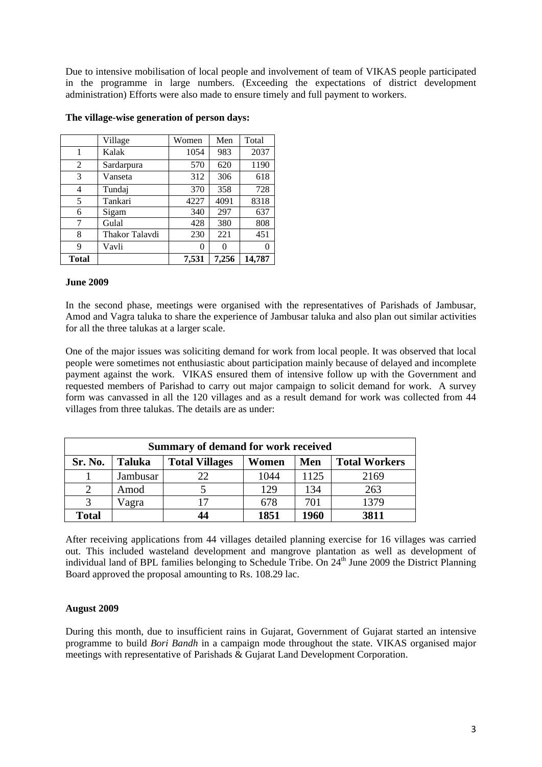Due to intensive mobilisation of local people and involvement of team of VIKAS people participated in the programme in large numbers. (Exceeding the expectations of district development administration) Efforts were also made to ensure timely and full payment to workers.

**The village-wise generation of person days:**

| | Village | Women | Men | Total |
|---|---|---|---|---|
| 1 | Kalak | 1054 | 983 | 2037 |
| 2 | Sardarpura | 570 | 620 | 1190 |
| 3 | Vanseta | 312 | 306 | 618 |
| 4 | Tundaj | 370 | 358 | 728 |
| 5 | Tankari | 4227 | 4091 | 8318 |
| 6 | Sigam | 340 | 297 | 637 |
| 7 | Gulal | 428 | 380 | 808 |
| 8 | Thakor Talavdi | 230 | 221 | 451 |
| 9 | Vavli | 0 | 0 | 0 |
| **Total** | | **7,531** | **7,256** | **14,787** |

**June 2009**

In the second phase, meetings were organised with the representatives of Parishads of Jambusar, Amod and Vagra taluka to share the experience of Jambusar taluka and also plan out similar activities for all the three talukas at a larger scale.

One of the major issues was soliciting demand for work from local people. It was observed that local people were sometimes not enthusiastic about participation mainly because of delayed and incomplete payment against the work. VIKAS ensured them of intensive follow up with the Government and requested members of Parishad to carry out major campaign to solicit demand for work. A survey form was canvassed in all the 120 villages and as a result demand for work was collected from 44 villages from three talukas. The details are as under:

| **Summary of demand for work received** | | | | | |
|---|---|---|---|---|---|
| **Sr. No.** | **Taluka** | **Total Villages** | **Women** | **Men** | **Total Workers** |
| 1 | Jambusar | 22 | 1044 | 1125 | 2169 |
| 2 | Amod | 5 | 129 | 134 | 263 |
| 3 | Vagra | 17 | 678 | 701 | 1379 |
| **Total** | | **44** | **1851** | **1960** | **3811** |

After receiving applications from 44 villages detailed planning exercise for 16 villages was carried out. This included wasteland development and mangrove plantation as well as development of individual land of BPL families belonging to Schedule Tribe. On 24th June 2009 the District Planning Board approved the proposal amounting to Rs. 108.29 lac.

**August 2009**

During this month, due to insufficient rains in Gujarat, Government of Gujarat started an intensive programme to build *Bori Bandh* in a campaign mode throughout the state. VIKAS organised major meetings with representative of Parishads & Gujarat Land Development Corporation.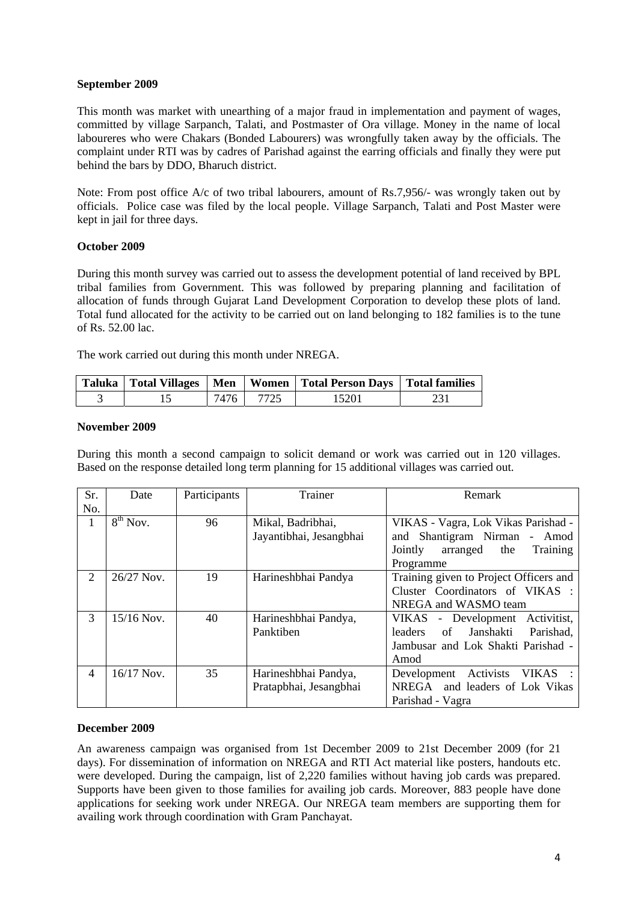**September 2009**

This month was market with unearthing of a major fraud in implementation and payment of wages, committed by village Sarpanch, Talati, and Postmaster of Ora village. Money in the name of local laboureres who were Chakars (Bonded Labourers) was wrongfully taken away by the officials. The complaint under RTI was by cadres of Parishad against the earring officials and finally they were put behind the bars by DDO, Bharuch district.

Note: From post office A/c of two tribal labourers, amount of Rs.7,956/- was wrongly taken out by officials. Police case was filed by the local people. Village Sarpanch, Talati and Post Master were kept in jail for three days.

**October 2009**

During this month survey was carried out to assess the development potential of land received by BPL tribal families from Government. This was followed by preparing planning and facilitation of allocation of funds through Gujarat Land Development Corporation to develop these plots of land. Total fund allocated for the activity to be carried out on land belonging to 182 families is to the tune of Rs. 52.00 lac.

The work carried out during this month under NREGA.

| Taluka | Total Villages | Men | Women | Total Person Days | Total families |
|---|---|---|---|---|---|
| 3 | 15 | 7476 | 7725 | 15201 | 231 |

**November 2009**

During this month a second campaign to solicit demand or work was carried out in 120 villages. Based on the response detailed long term planning for 15 additional villages was carried out.

| Sr. No. | Date | Participants | Trainer | Remark |
|---|---|---|---|---|
| 1 | 8th Nov. | 96 | Mikal, Badribhai, Jayantibhai, Jesangbhai | VIKAS - Vagra, Lok Vikas Parishad - and Shantigram Nirman - Amod Jointly arranged the Training Programme |
| 2 | 26/27 Nov. | 19 | Harineshbhai Pandya | Training given to Project Officers and Cluster Coordinators of VIKAS : NREGA and WASMO team |
| 3 | 15/16 Nov. | 40 | Harineshbhai Pandya, Panktiben | VIKAS - Development Activitist, leaders of Janshakti Parishad, Jambusar and Lok Shakti Parishad - Amod |
| 4 | 16/17 Nov. | 35 | Harineshbhai Pandya, Pratapbhai, Jesangbhai | Development Activists VIKAS : NREGA and leaders of Lok Vikas Parishad - Vagra |

**December 2009**

An awareness campaign was organised from 1st December 2009 to 21st December 2009 (for 21 days). For dissemination of information on NREGA and RTI Act material like posters, handouts etc. were developed. During the campaign, list of 2,220 families without having job cards was prepared. Supports have been given to those families for availing job cards. Moreover, 883 people have done applications for seeking work under NREGA. Our NREGA team members are supporting them for availing work through coordination with Gram Panchayat.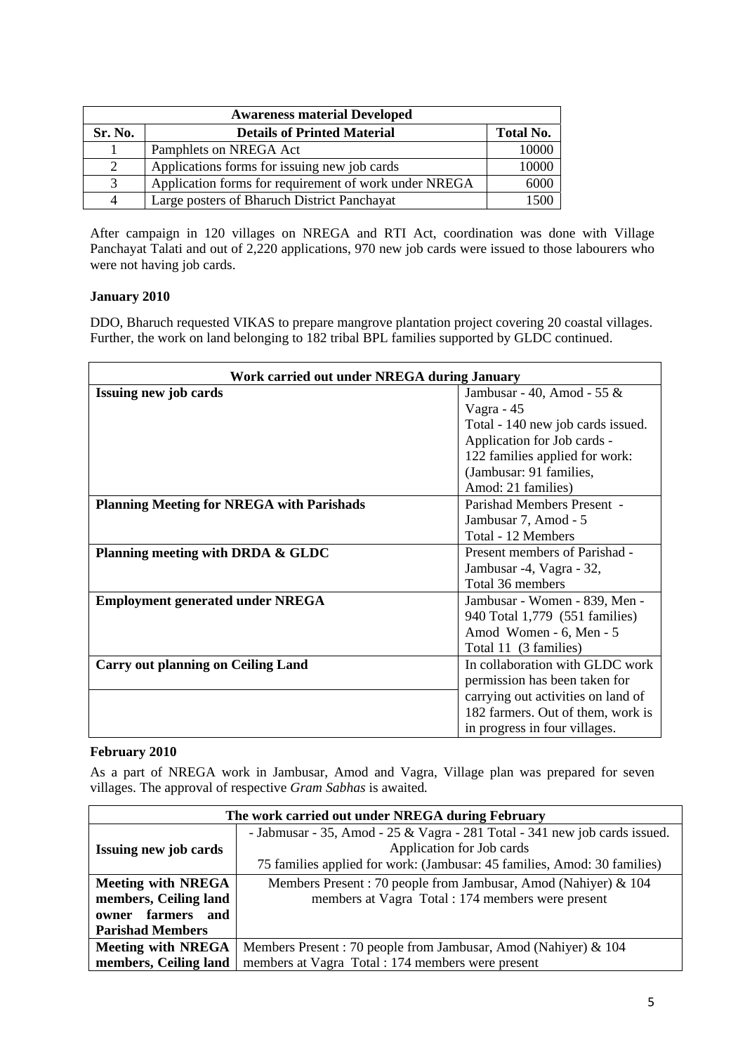| Awareness material Developed | | |
|---|---|---|
| **Sr. No.** | **Details of Printed Material** | **Total No.** |
| 1 | Pamphlets on NREGA Act | 10000 |
| 2 | Applications forms for issuing new job cards | 10000 |
| 3 | Application forms for requirement of work under NREGA | 6000 |
| 4 | Large posters of Bharuch District Panchayat | 1500 |

After campaign in 120 villages on NREGA and RTI Act, coordination was done with Village Panchayat Talati and out of 2,220 applications, 970 new job cards were issued to those labourers who were not having job cards.

**January 2010**

DDO, Bharuch requested VIKAS to prepare mangrove plantation project covering 20 coastal villages. Further, the work on land belonging to 182 tribal BPL families supported by GLDC continued.

| Work carried out under NREGA during January | |
|---|---|
| **Issuing new job cards** | Jambusar - 40, Amod - 55 & Vagra - 45<br>Total - 140 new job cards issued.<br>Application for Job cards -<br>122 families applied for work:<br>(Jambusar: 91 families,<br>Amod: 21 families) |
| **Planning Meeting for NREGA with Parishads** | Parishad Members Present -<br>Jambusar 7, Amod - 5<br>Total - 12 Members |
| **Planning meeting with DRDA & GLDC** | Present members of Parishad -<br>Jambusar -4, Vagra - 32,<br>Total 36 members |
| **Employment generated under NREGA** | Jambusar - Women - 839, Men - 940 Total 1,779 (551 families)<br>Amod Women - 6, Men - 5<br>Total 11 (3 families) |
| **Carry out planning on Ceiling Land** | In collaboration with GLDC work permission has been taken for carrying out activities on land of 182 farmers. Out of them, work is in progress in four villages. |

**February 2010**

As a part of NREGA work in Jambusar, Amod and Vagra, Village plan was prepared for seven villages. The approval of respective *Gram Sabhas* is awaited.

| The work carried out under NREGA during February | |
|---|---|
| **Issuing new job cards** | - Jabmusar - 35, Amod - 25 & Vagra - 281 Total - 341 new job cards issued.<br>Application for Job cards<br>75 families applied for work: (Jambusar: 45 families, Amod: 30 families) |
| **Meeting with NREGA members, Ceiling land owner farmers and Parishad Members** | Members Present : 70 people from Jambusar, Amod (Nahiyer) & 104 members at Vagra Total : 174 members were present |
| **Meeting with NREGA members, Ceiling land** | Members Present : 70 people from Jambusar, Amod (Nahiyer) & 104 members at Vagra Total : 174 members were present |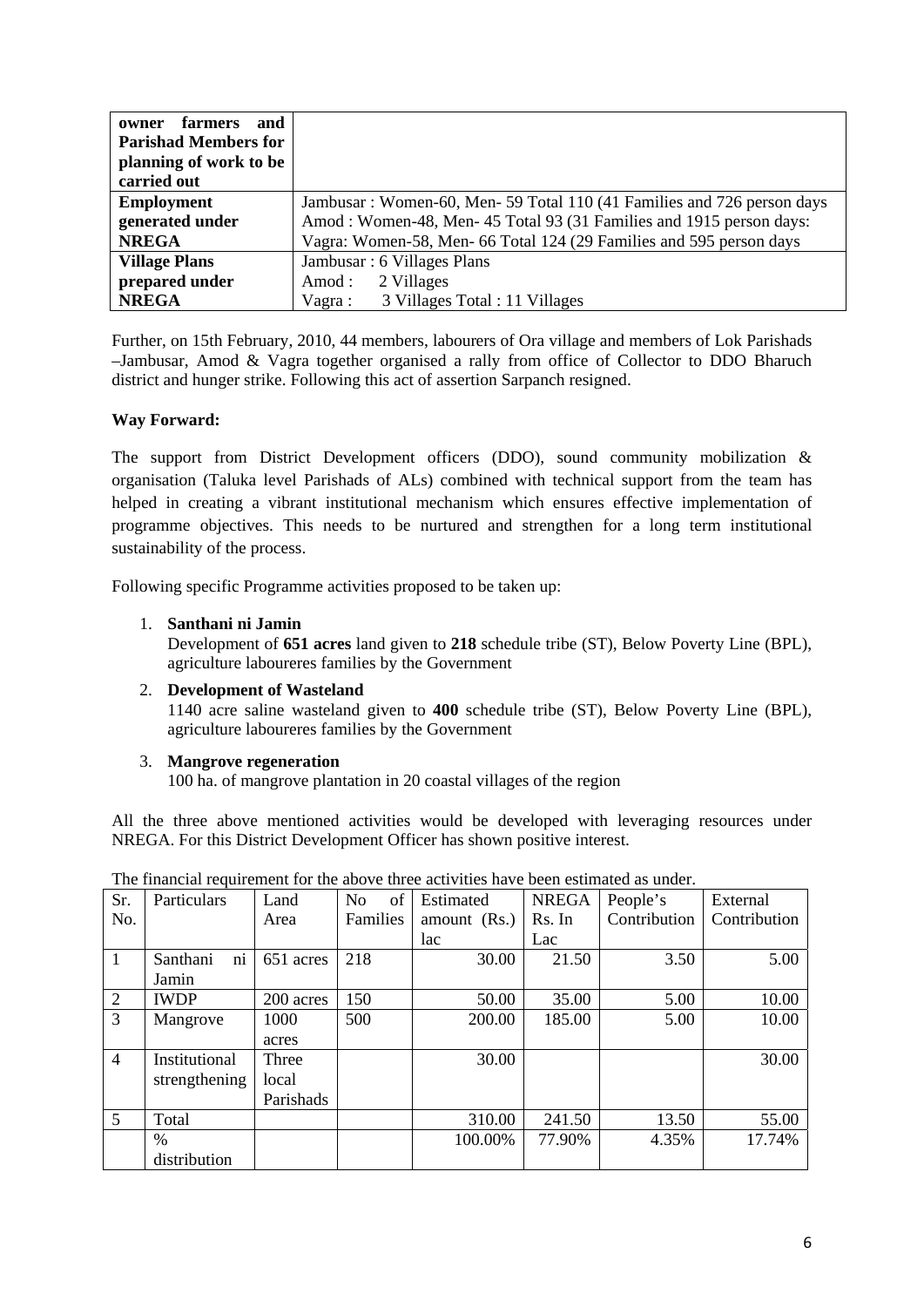| owner farmers and Parishad Members for planning of work to be carried out | |
|---|---|
| **Employment generated under NREGA** | Jambusar : Women-60, Men- 59 Total 110 (41 Families and 726 person days<br>Amod : Women-48, Men- 45 Total 93 (31 Families and 1915 person days:<br>Vagra: Women-58, Men- 66 Total 124 (29 Families and 595 person days |
| **Village Plans prepared under NREGA** | Jambusar : 6 Villages Plans<br>Amod : 2 Villages<br>Vagra : 3 Villages Total : 11 Villages |

Further, on 15th February, 2010, 44 members, labourers of Ora village and members of Lok Parishads –Jambusar, Amod & Vagra together organised a rally from office of Collector to DDO Bharuch district and hunger strike. Following this act of assertion Sarpanch resigned.

**Way Forward:**

The support from District Development officers (DDO), sound community mobilization & organisation (Taluka level Parishads of ALs) combined with technical support from the team has helped in creating a vibrant institutional mechanism which ensures effective implementation of programme objectives. This needs to be nurtured and strengthen for a long term institutional sustainability of the process.

Following specific Programme activities proposed to be taken up:

1. **Santhani ni Jamin**
   Development of **651 acres** land given to **218** schedule tribe (ST), Below Poverty Line (BPL), agriculture laboureres families by the Government
2. **Development of Wasteland**
   1140 acre saline wasteland given to **400** schedule tribe (ST), Below Poverty Line (BPL), agriculture laboureres families by the Government
3. **Mangrove regeneration**
   100 ha. of mangrove plantation in 20 coastal villages of the region

All the three above mentioned activities would be developed with leveraging resources under NREGA. For this District Development Officer has shown positive interest.

The financial requirement for the above three activities have been estimated as under.

| Sr. No. | Particulars | Land Area | No of Families | Estimated amount (Rs.) lac | NREGA Rs. In Lac | People's Contribution | External Contribution |
|---|---|---|---|---|---|---|---|
| 1 | Santhani ni Jamin | 651 acres | 218 | 30.00 | 21.50 | 3.50 | 5.00 |
| 2 | IWDP | 200 acres | 150 | 50.00 | 35.00 | 5.00 | 10.00 |
| 3 | Mangrove | 1000 acres | 500 | 200.00 | 185.00 | 5.00 | 10.00 |
| 4 | Institutional strengthening | Three local Parishads | | 30.00 | | | 30.00 |
| 5 | Total | | | 310.00 | 241.50 | 13.50 | 55.00 |
| | % distribution | | | 100.00% | 77.90% | 4.35% | 17.74% |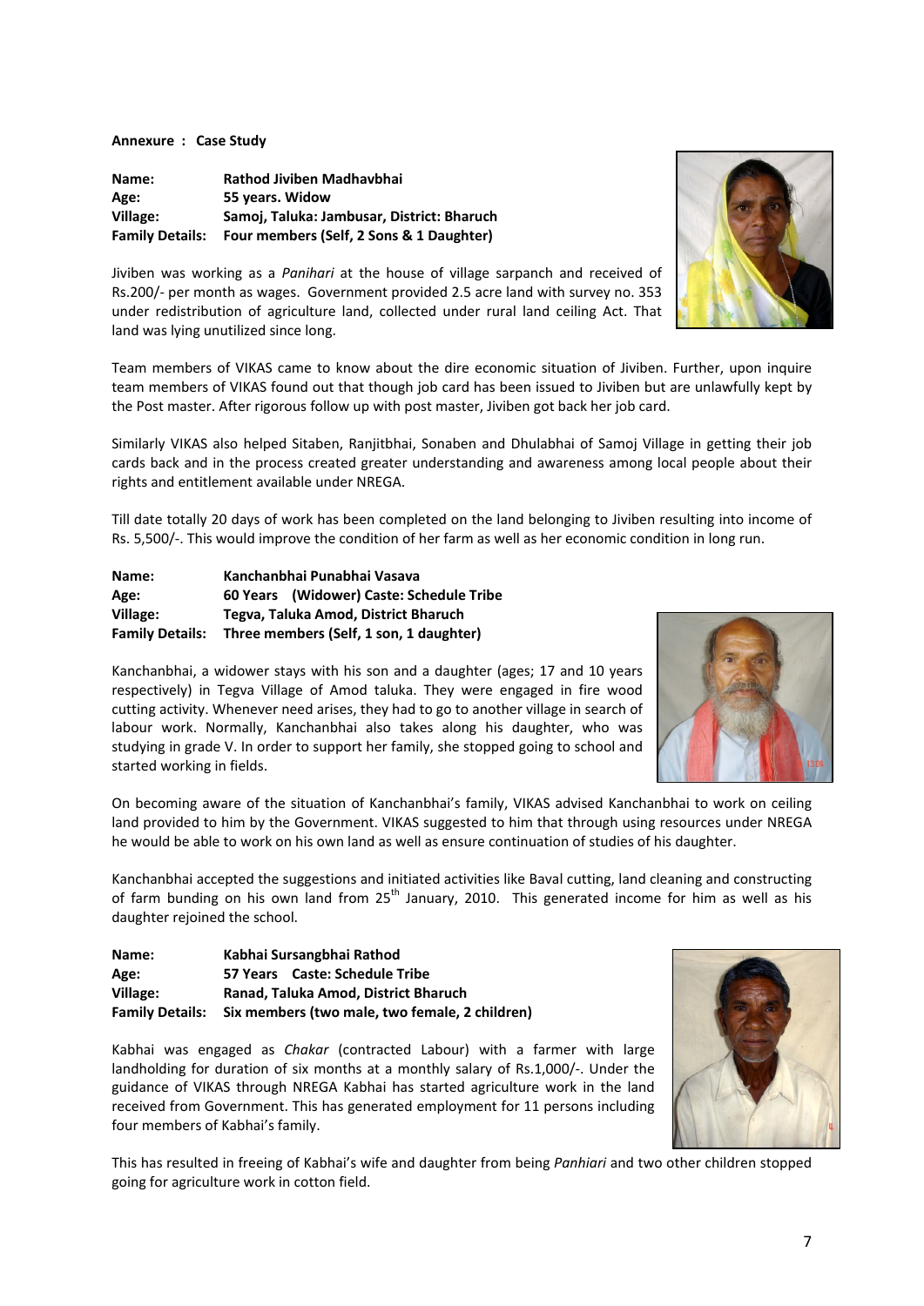**Annexure : Case Study**

| | |
|---|---|
| **Name:** | **Rathod Jiviben Madhavbhai** |
| **Age:** | **55 years. Widow** |
| **Village:** | **Samoj, Taluka: Jambusar, District: Bharuch** |
| **Family Details:** | **Four members (Self, 2 Sons & 1 Daughter)** |

Jiviben was working as a *Panihari* at the house of village sarpanch and received of Rs.200/- per month as wages. Government provided 2.5 acre land with survey no. 353 under redistribution of agriculture land, collected under rural land ceiling Act. That land was lying unutilized since long.

Team members of VIKAS came to know about the dire economic situation of Jiviben. Further, upon inquire team members of VIKAS found out that though job card has been issued to Jiviben but are unlawfully kept by the Post master. After rigorous follow up with post master, Jiviben got back her job card.

Similarly VIKAS also helped Sitaben, Ranjitbhai, Sonaben and Dhulabhai of Samoj Village in getting their job cards back and in the process created greater understanding and awareness among local people about their rights and entitlement available under NREGA.

Till date totally 20 days of work has been completed on the land belonging to Jiviben resulting into income of Rs. 5,500/-. This would improve the condition of her farm as well as her economic condition in long run.

| | |
|---|---|
| **Name:** | **Kanchanbhai Punabhai Vasava** |
| **Age:** | **60 Years (Widower) Caste: Schedule Tribe** |
| **Village:** | **Tegva, Taluka Amod, District Bharuch** |
| **Family Details:** | **Three members (Self, 1 son, 1 daughter)** |

Kanchanbhai, a widower stays with his son and a daughter (ages; 17 and 10 years respectively) in Tegva Village of Amod taluka. They were engaged in fire wood cutting activity. Whenever need arises, they had to go to another village in search of labour work. Normally, Kanchanbhai also takes along his daughter, who was studying in grade V. In order to support her family, she stopped going to school and started working in fields.

On becoming aware of the situation of Kanchanbhai's family, VIKAS advised Kanchanbhai to work on ceiling land provided to him by the Government. VIKAS suggested to him that through using resources under NREGA he would be able to work on his own land as well as ensure continuation of studies of his daughter.

Kanchanbhai accepted the suggestions and initiated activities like Baval cutting, land cleaning and constructing of farm bunding on his own land from 25th January, 2010. This generated income for him as well as his daughter rejoined the school.

| | |
|---|---|
| **Name:** | **Kabhai Sursangbhai Rathod** |
| **Age:** | **57 Years Caste: Schedule Tribe** |
| **Village:** | **Ranad, Taluka Amod, District Bharuch** |
| **Family Details:** | **Six members (two male, two female, 2 children)** |

Kabhai was engaged as *Chakar* (contracted Labour) with a farmer with large landholding for duration of six months at a monthly salary of Rs.1,000/-. Under the guidance of VIKAS through NREGA Kabhai has started agriculture work in the land received from Government. This has generated employment for 11 persons including four members of Kabhai's family.

This has resulted in freeing of Kabhai's wife and daughter from being *Panhiari* and two other children stopped going for agriculture work in cotton field.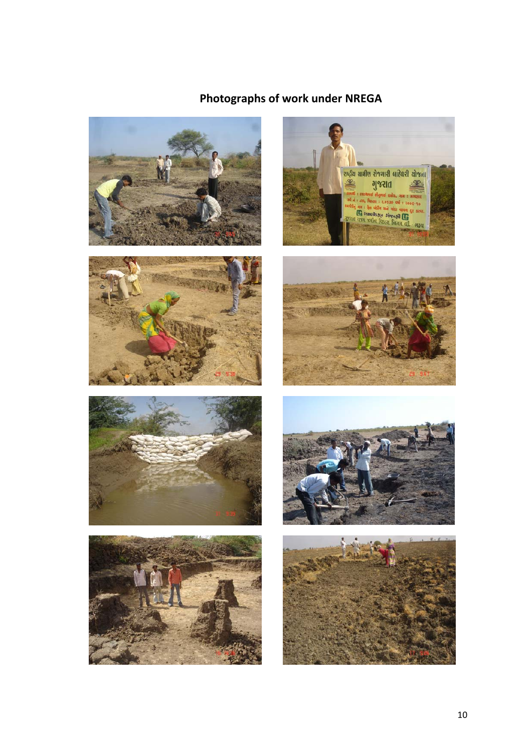## Photographs of work under NREGA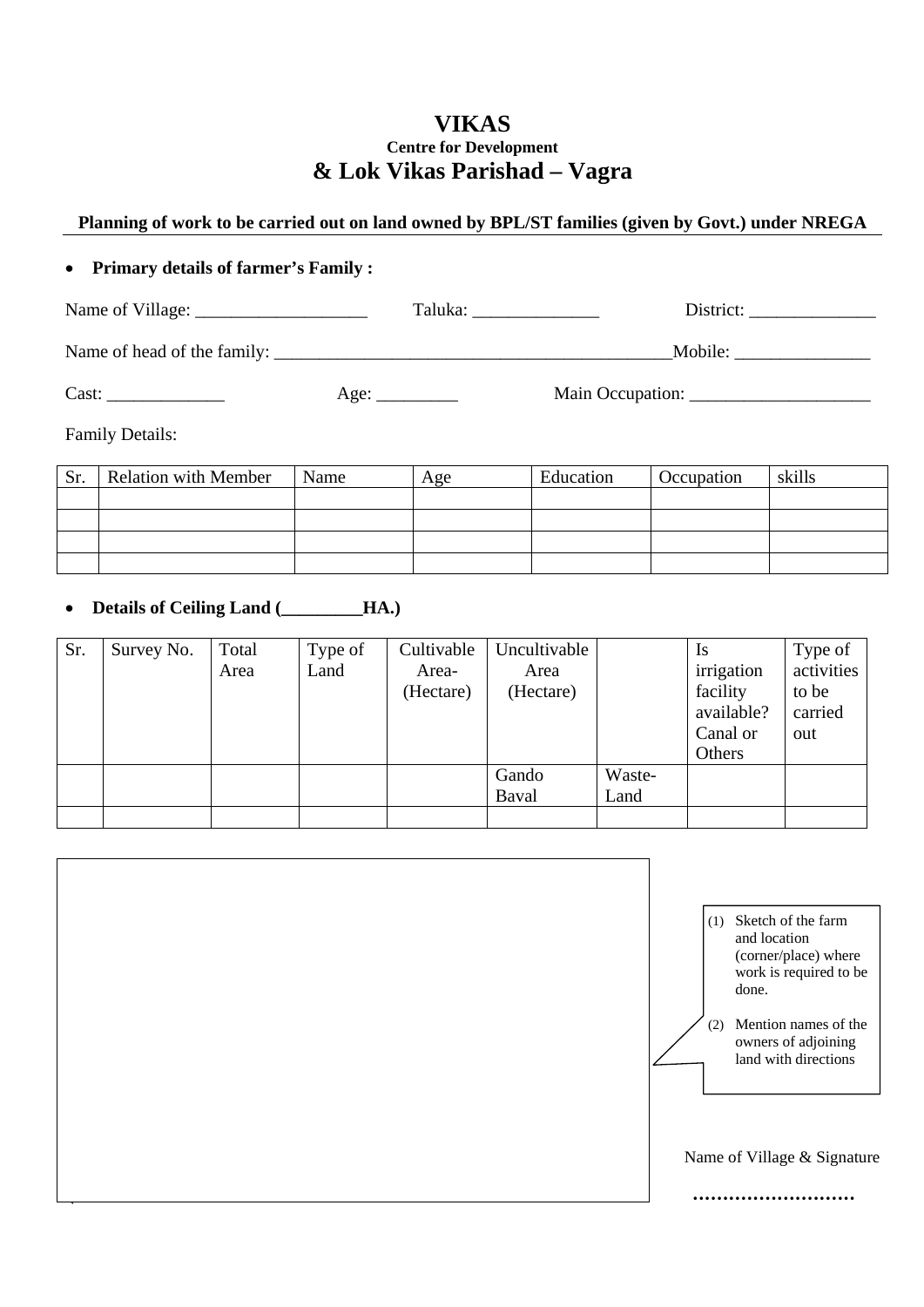# VIKAS

### Centre for Development

## & Lok Vikas Parishad – Vagra

**Planning of work to be carried out on land owned by BPL/ST families (given by Govt.) under NREGA**

- **Primary details of farmer's Family :**

Name of Village: ___________________ Taluka: ______________ District: ______________

Name of head of the family: _____________________________________________Mobile: _______________

Cast: _____________ Age: _________ Main Occupation: ____________________

Family Details:

| Sr. | Relation with Member | Name | Age | Education | Occupation | skills |
|---|---|---|---|---|---|---|
| | | | | | | |
| | | | | | | |
| | | | | | | |
| | | | | | | |

- **Details of Ceiling Land (_________HA.)**

| Sr. | Survey No. | Total Area | Type of Land | Cultivable Area- (Hectare) | Uncultivable Area (Hectare) | | Is irrigation facility available? Canal or Others | Type of activities to be carried out |
|---|---|---|---|---|---|---|---|---|
| | | | | | Gando Baval | Waste-Land | | |
| | | | | | | | | |

(1) Sketch of the farm and location (corner/place) where work is required to be done.

(2) Mention names of the owners of adjoining land with directions

Name of Village & Signature

………………………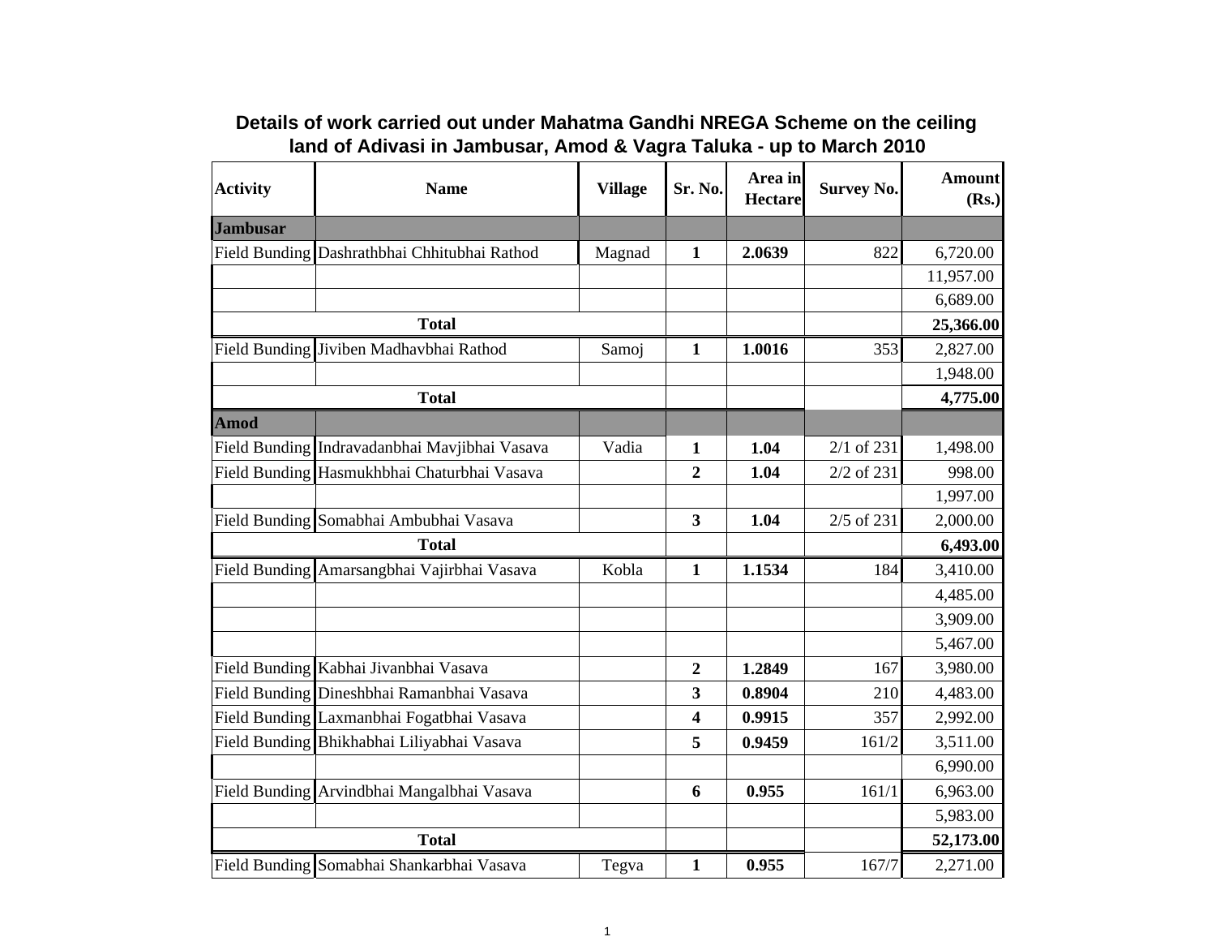## Details of work carried out under Mahatma Gandhi NREGA Scheme on the ceiling land of Adivasi in Jambusar, Amod & Vagra Taluka - up to March 2010

| Activity | Name | Village | Sr. No. | Area in Hectare | Survey No. | Amount (Rs.) |
|---|---|---|---|---|---|---|
| **Jambusar** | | | | | | |
| Field Bunding | Dashrathbhai Chhitubhai Rathod | Magnad | **1** | **2.0639** | 822 | 6,720.00 |
| | | | | | | 11,957.00 |
| | | | | | | 6,689.00 |
| **Total** | | | | | | **25,366.00** |
| Field Bunding | Jiviben Madhavbhai Rathod | Samoj | **1** | **1.0016** | 353 | 2,827.00 |
| | | | | | | 1,948.00 |
| **Total** | | | | | | **4,775.00** |
| **Amod** | | | | | | |
| Field Bunding | Indravadanbhai Mavjibhai Vasava | Vadia | **1** | **1.04** | 2/1 of 231 | 1,498.00 |
| Field Bunding | Hasmukhbhai Chaturbhai Vasava | | **2** | **1.04** | 2/2 of 231 | 998.00 |
| | | | | | | 1,997.00 |
| Field Bunding | Somabhai Ambubhai Vasava | | **3** | **1.04** | 2/5 of 231 | 2,000.00 |
| **Total** | | | | | | **6,493.00** |
| Field Bunding | Amarsangbhai Vajirbhai Vasava | Kobla | **1** | **1.1534** | 184 | 3,410.00 |
| | | | | | | 4,485.00 |
| | | | | | | 3,909.00 |
| | | | | | | 5,467.00 |
| Field Bunding | Kabhai Jivanbhai Vasava | | **2** | **1.2849** | 167 | 3,980.00 |
| Field Bunding | Dineshbhai Ramanbhai Vasava | | **3** | **0.8904** | 210 | 4,483.00 |
| Field Bunding | Laxmanbhai Fogatbhai Vasava | | **4** | **0.9915** | 357 | 2,992.00 |
| Field Bunding | Bhikhabhai Liliyabhai Vasava | | **5** | **0.9459** | 161/2 | 3,511.00 |
| | | | | | | 6,990.00 |
| Field Bunding | Arvindbhai Mangalbhai Vasava | | **6** | **0.955** | 161/1 | 6,963.00 |
| | | | | | | 5,983.00 |
| **Total** | | | | | | **52,173.00** |
| Field Bunding | Somabhai Shankarbhai Vasava | Tegva | **1** | **0.955** | 167/7 | 2,271.00 |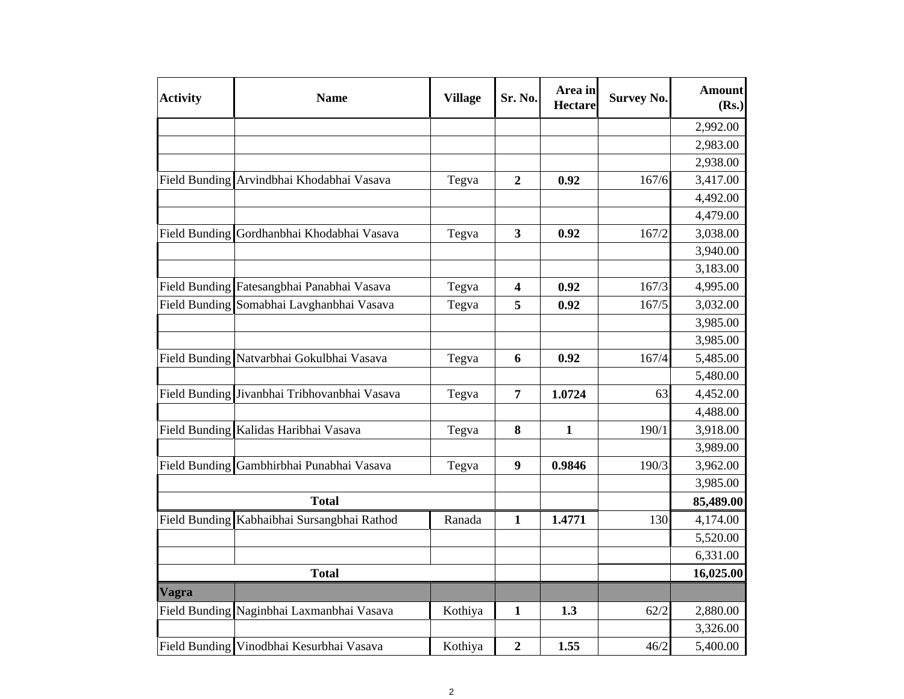| Activity | Name | Village | Sr. No. | Area in Hectare | Survey No. | Amount (Rs.) |
|---|---|---|---|---|---|---|
| | | | | | | 2,992.00 |
| | | | | | | 2,983.00 |
| | | | | | | 2,938.00 |
| Field Bunding | Arvindbhai Khodabhai Vasava | Tegva | **2** | **0.92** | 167/6 | 3,417.00 |
| | | | | | | 4,492.00 |
| | | | | | | 4,479.00 |
| Field Bunding | Gordhanbhai Khodabhai Vasava | Tegva | **3** | **0.92** | 167/2 | 3,038.00 |
| | | | | | | 3,940.00 |
| | | | | | | 3,183.00 |
| Field Bunding | Fatesangbhai Panabhai Vasava | Tegva | **4** | **0.92** | 167/3 | 4,995.00 |
| Field Bunding | Somabhai Lavghanbhai Vasava | Tegva | **5** | **0.92** | 167/5 | 3,032.00 |
| | | | | | | 3,985.00 |
| | | | | | | 3,985.00 |
| Field Bunding | Natvarbhai Gokulbhai Vasava | Tegva | **6** | **0.92** | 167/4 | 5,485.00 |
| | | | | | | 5,480.00 |
| Field Bunding | Jivanbhai Tribhovanbhai Vasava | Tegva | **7** | **1.0724** | 63 | 4,452.00 |
| | | | | | | 4,488.00 |
| Field Bunding | Kalidas Haribhai Vasava | Tegva | **8** | **1** | 190/1 | 3,918.00 |
| | | | | | | 3,989.00 |
| Field Bunding | Gambhirbhai Punabhai Vasava | Tegva | **9** | **0.9846** | 190/3 | 3,962.00 |
| | | | | | | 3,985.00 |
| **Total** | | | | | | **85,489.00** |
| Field Bunding | Kabhaibhai Sursangbhai Rathod | Ranada | **1** | **1.4771** | 130 | 4,174.00 |
| | | | | | | 5,520.00 |
| | | | | | | 6,331.00 |
| **Total** | | | | | | **16,025.00** |
| **Vagra** | | | | | | |
| Field Bunding | Naginbhai Laxmanbhai Vasava | Kothiya | **1** | **1.3** | 62/2 | 2,880.00 |
| | | | | | | 3,326.00 |
| Field Bunding | Vinodbhai Kesurbhai Vasava | Kothiya | **2** | **1.55** | 46/2 | 5,400.00 |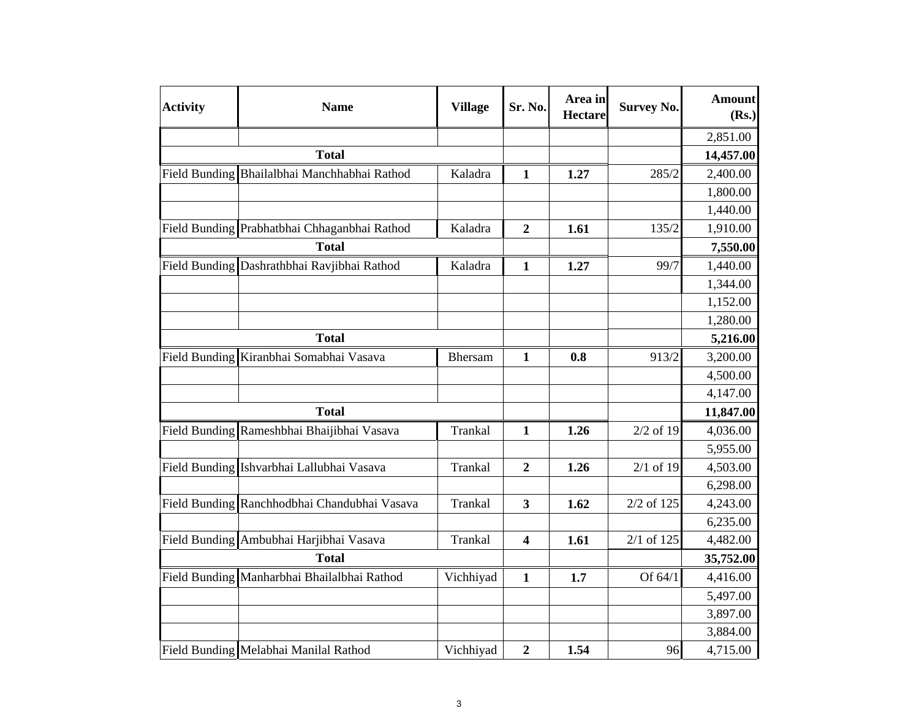| Activity | Name | Village | Sr. No. | Area in Hectare | Survey No. | Amount (Rs.) |
|---|---|---|---|---|---|---|
| | | | | | | 2,851.00 |
| **Total** | | | | | | **14,457.00** |
| Field Bunding | Bhailalbhai Manchhabhai Rathod | Kaladra | **1** | **1.27** | 285/2 | 2,400.00 |
| | | | | | | 1,800.00 |
| | | | | | | 1,440.00 |
| Field Bunding | Prabhatbhai Chhaganbhai Rathod | Kaladra | **2** | **1.61** | 135/2 | 1,910.00 |
| **Total** | | | | | | **7,550.00** |
| Field Bunding | Dashrathbhai Ravjibhai Rathod | Kaladra | **1** | **1.27** | 99/7 | 1,440.00 |
| | | | | | | 1,344.00 |
| | | | | | | 1,152.00 |
| | | | | | | 1,280.00 |
| **Total** | | | | | | **5,216.00** |
| Field Bunding | Kiranbhai Somabhai Vasava | Bhersam | **1** | **0.8** | 913/2 | 3,200.00 |
| | | | | | | 4,500.00 |
| | | | | | | 4,147.00 |
| **Total** | | | | | | **11,847.00** |
| Field Bunding | Rameshbhai Bhaijibhai Vasava | Trankal | **1** | **1.26** | 2/2 of 19 | 4,036.00 |
| | | | | | | 5,955.00 |
| Field Bunding | Ishvarbhai Lallubhai Vasava | Trankal | **2** | **1.26** | 2/1 of 19 | 4,503.00 |
| | | | | | | 6,298.00 |
| Field Bunding | Ranchhodbhai Chandubhai Vasava | Trankal | **3** | **1.62** | 2/2 of 125 | 4,243.00 |
| | | | | | | 6,235.00 |
| Field Bunding | Ambubhai Harjibhai Vasava | Trankal | **4** | **1.61** | 2/1 of 125 | 4,482.00 |
| **Total** | | | | | | **35,752.00** |
| Field Bunding | Manharbhai Bhailalbhai Rathod | Vichhiyad | **1** | **1.7** | Of 64/1 | 4,416.00 |
| | | | | | | 5,497.00 |
| | | | | | | 3,897.00 |
| | | | | | | 3,884.00 |
| Field Bunding | Melabhai Manilal Rathod | Vichhiyad | **2** | **1.54** | 96 | 4,715.00 |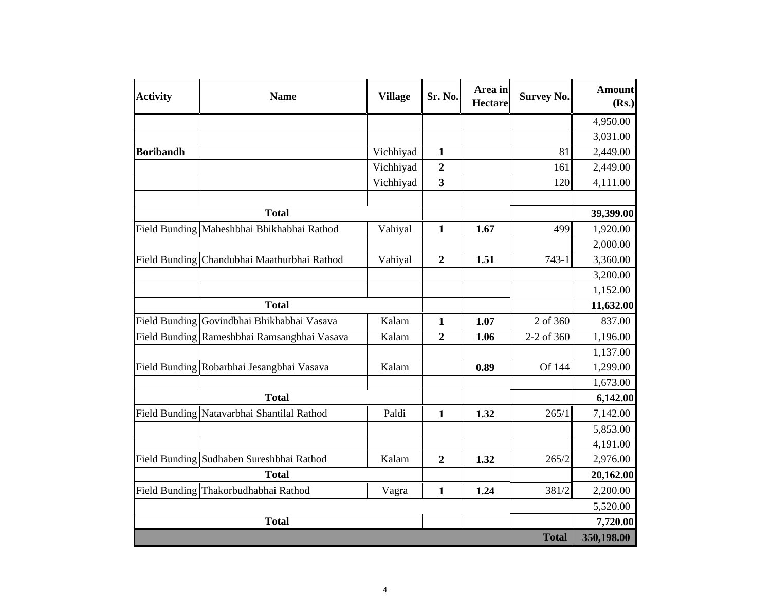| Activity | Name | Village | Sr. No. | Area in Hectare | Survey No. | Amount (Rs.) |
|---|---|---|---|---|---|---|
| | | | | | | 4,950.00 |
| | | | | | | 3,031.00 |
| **Boribandh** | | Vichhiyad | **1** | | 81 | 2,449.00 |
| | | Vichhiyad | **2** | | 161 | 2,449.00 |
| | | Vichhiyad | **3** | | 120 | 4,111.00 |
| | | | | | | |
| **Total** | | | | | | **39,399.00** |
| Field Bunding | Maheshbhai Bhikhabhai Rathod | Vahiyal | **1** | **1.67** | 499 | 1,920.00 |
| | | | | | | 2,000.00 |
| Field Bunding | Chandubhai Maathurbhai Rathod | Vahiyal | **2** | **1.51** | 743-1 | 3,360.00 |
| | | | | | | 3,200.00 |
| | | | | | | 1,152.00 |
| **Total** | | | | | | **11,632.00** |
| Field Bunding | Govindbhai Bhikhabhai Vasava | Kalam | **1** | **1.07** | 2 of 360 | 837.00 |
| Field Bunding | Rameshbhai Ramsangbhai Vasava | Kalam | **2** | **1.06** | 2-2 of 360 | 1,196.00 |
| | | | | | | 1,137.00 |
| Field Bunding | Robarbhai Jesangbhai Vasava | Kalam | | **0.89** | Of 144 | 1,299.00 |
| | | | | | | 1,673.00 |
| **Total** | | | | | | **6,142.00** |
| Field Bunding | Natavarbhai Shantilal Rathod | Paldi | **1** | **1.32** | 265/1 | 7,142.00 |
| | | | | | | 5,853.00 |
| | | | | | | 4,191.00 |
| Field Bunding | Sudhaben Sureshbhai Rathod | Kalam | **2** | **1.32** | 265/2 | 2,976.00 |
| **Total** | | | | | | **20,162.00** |
| Field Bunding | Thakorbudhabhai Rathod | Vagra | **1** | **1.24** | 381/2 | 2,200.00 |
| | | | | | | 5,520.00 |
| **Total** | | | | | | **7,720.00** |
| | | | | | **Total** | **350,198.00** |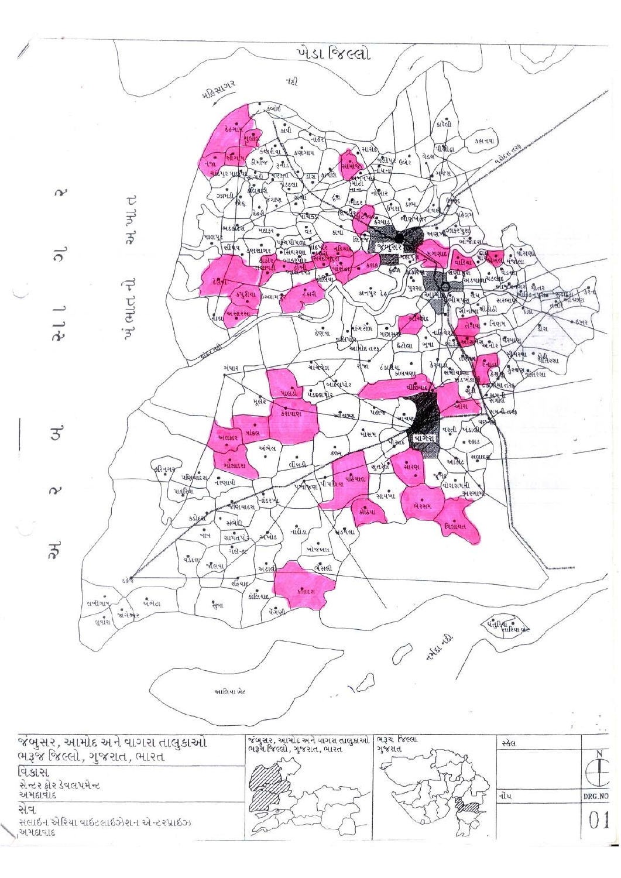ખેડા જિલ્લો

જંબુસર, આમોદ અને વાગરા તાલુકાઓ
ભરૂચ જિલ્લો, ગુજરાત, ભારત

વિકાસ
સેન્ટર ફોર ડેવલપમેન્ટ
અમદાવાદ

સેવ
સલાઇન એરિયા વાઇટલાઇઝેશન એન્ટરપ્રાઇઝ
અમદાવાદ

જંબુસર, આમોદ અને વાગરા તાલુકાઓ
ભરૂચ જિલ્લો, ગુજરાત, ભારત

ભરૂચ જિલ્લા
ગુજરાત

સ્કેલ

નોંધ

DRG.NO
01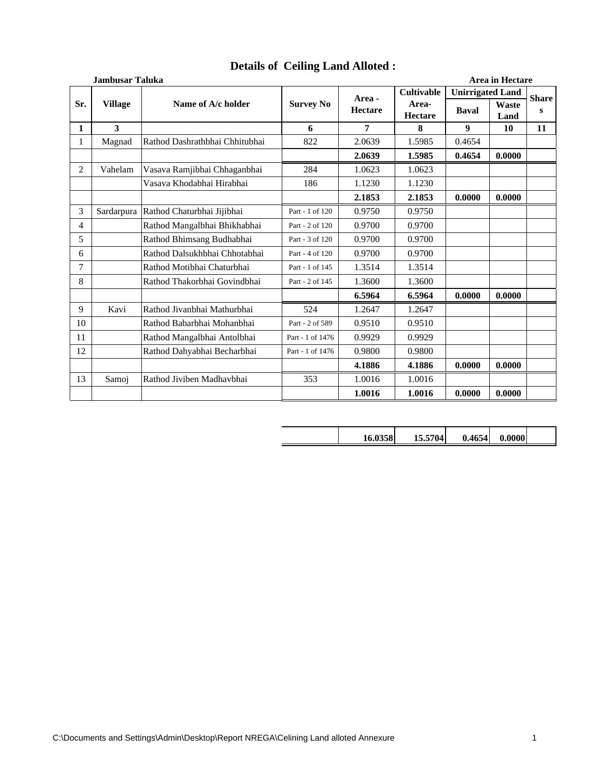# Details of Ceiling Land Alloted :

**Jambusar Taluka** **Area in Hectare**

| Sr. | Village | Name of A/c holder | Survey No | Area - Hectare | Cultivable Area- Hectare | Unirrigated Land | | Shares |
|---|---|---|---|---|---|---|---|---|
| | | | | | | Baval | Waste Land | |
| **1** | **3** | | **6** | **7** | **8** | **9** | **10** | **11** |
| 1 | Magnad | Rathod Dashrathbhai Chhitubhai | 822 | 2.0639 | 1.5985 | 0.4654 | | |
| | | | | **2.0639** | **1.5985** | **0.4654** | **0.0000** | |
| 2 | Vahelam | Vasava Ramjibhai Chhaganbhai | 284 | 1.0623 | 1.0623 | | | |
| | | Vasava Khodabhai Hirabhai | 186 | 1.1230 | 1.1230 | | | |
| | | | | **2.1853** | **2.1853** | **0.0000** | **0.0000** | |
| 3 | Sardarpura | Rathod Chaturbhai Jijibhai | Part - 1 of 120 | 0.9750 | 0.9750 | | | |
| 4 | | Rathod Mangalbhai Bhikhabhai | Part - 2 of 120 | 0.9700 | 0.9700 | | | |
| 5 | | Rathod Bhimsang Budhabhai | Part - 3 of 120 | 0.9700 | 0.9700 | | | |
| 6 | | Rathod Dalsukhbhai Chhotabhai | Part - 4 of 120 | 0.9700 | 0.9700 | | | |
| 7 | | Rathod Motibhai Chaturbhai | Part - 1 of 145 | 1.3514 | 1.3514 | | | |
| 8 | | Rathod Thakorbhai Govindbhai | Part - 2 of 145 | 1.3600 | 1.3600 | | | |
| | | | | **6.5964** | **6.5964** | **0.0000** | **0.0000** | |
| 9 | Kavi | Rathod Jivanbhai Mathurbhai | 524 | 1.2647 | 1.2647 | | | |
| 10 | | Rathod Babarbhai Mohanbhai | Part - 2 of 589 | 0.9510 | 0.9510 | | | |
| 11 | | Rathod Mangalbhai Antolbhai | Part - 1 of 1476 | 0.9929 | 0.9929 | | | |
| 12 | | Rathod Dahyabhai Becharbhai | Part - 1 of 1476 | 0.9800 | 0.9800 | | | |
| | | | | **4.1886** | **4.1886** | **0.0000** | **0.0000** | |
| 13 | Samoj | Rathod Jiviben Madhavbhai | 353 | 1.0016 | 1.0016 | | | |
| | | | | **1.0016** | **1.0016** | **0.0000** | **0.0000** | |
| | | | | **16.0358** | **15.5704** | **0.4654** | **0.0000** | |

C:\Documents and Settings\Admin\Desktop\Report NREGA\Celining Land alloted Annexure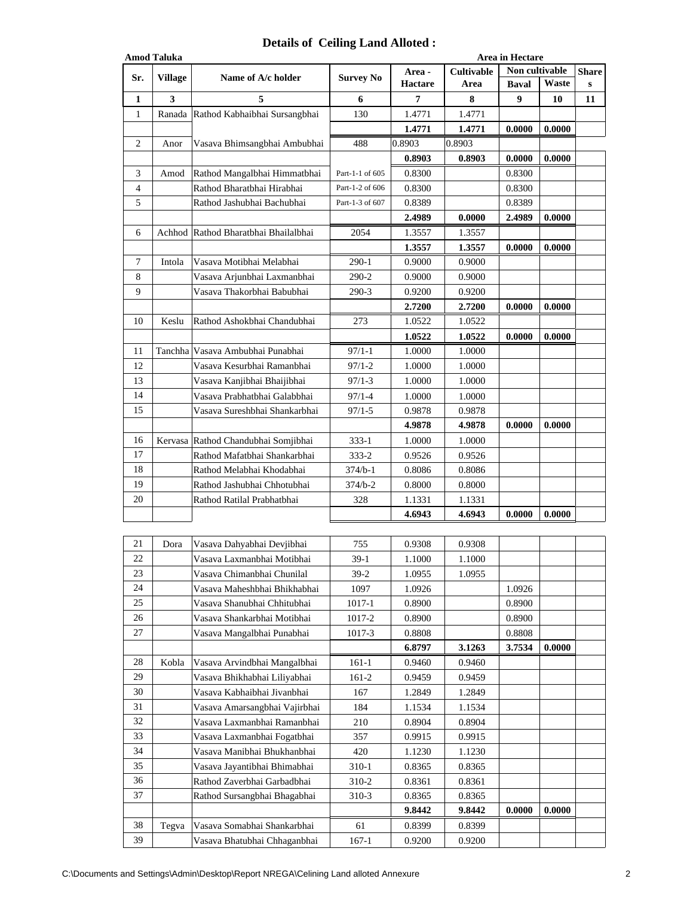## Details of Ceiling Land Alloted :

**Amod Taluka** — **Area in Hectare**

| Sr. | Village | Name of A/c holder | Survey No | Area - Hactare | Cultivable Area | Non cultivable | | Shares |
|---|---|---|---|---|---|---|---|---|
| | | | | | | Baval | Waste | |
| 1 | 3 | 5 | 6 | 7 | 8 | 9 | 10 | 11 |
| 1 | Ranada | Rathod Kabhaibhai Sursangbhai | 130 | 1.4771 | 1.4771 | | | |
| | | | | **1.4771** | **1.4771** | **0.0000** | **0.0000** | |
| 2 | Anor | Vasava Bhimsangbhai Ambubhai | 488 | 0.8903 | 0.8903 | | | |
| | | | | **0.8903** | **0.8903** | **0.0000** | **0.0000** | |
| 3 | Amod | Rathod Mangalbhai Himmatbhai | Part-1-1 of 605 | 0.8300 | | 0.8300 | | |
| 4 | | Rathod Bharatbhai Hirabhai | Part-1-2 of 606 | 0.8300 | | 0.8300 | | |
| 5 | | Rathod Jashubhai Bachubhai | Part-1-3 of 607 | 0.8389 | | 0.8389 | | |
| | | | | **2.4989** | **0.0000** | **2.4989** | **0.0000** | |
| 6 | Achhod | Rathod Bharatbhai Bhailalbhai | 2054 | 1.3557 | 1.3557 | | | |
| | | | | **1.3557** | **1.3557** | **0.0000** | **0.0000** | |
| 7 | Intola | Vasava Motibhai Melabhai | 290-1 | 0.9000 | 0.9000 | | | |
| 8 | | Vasava Arjunbhai Laxmanbhai | 290-2 | 0.9000 | 0.9000 | | | |
| 9 | | Vasava Thakorbhai Babubhai | 290-3 | 0.9200 | 0.9200 | | | |
| | | | | **2.7200** | **2.7200** | **0.0000** | **0.0000** | |
| 10 | Keslu | Rathod Ashokbhai Chandubhai | 273 | 1.0522 | 1.0522 | | | |
| | | | | **1.0522** | **1.0522** | **0.0000** | **0.0000** | |
| 11 | Tanchha | Vasava Ambubhai Punabhai | 97/1-1 | 1.0000 | 1.0000 | | | |
| 12 | | Vasava Kesurbhai Ramanbhai | 97/1-2 | 1.0000 | 1.0000 | | | |
| 13 | | Vasava Kanjibhai Bhaijibhai | 97/1-3 | 1.0000 | 1.0000 | | | |
| 14 | | Vasava Prabhatbhai Galabbhai | 97/1-4 | 1.0000 | 1.0000 | | | |
| 15 | | Vasava Sureshbhai Shankarbhai | 97/1-5 | 0.9878 | 0.9878 | | | |
| | | | | **4.9878** | **4.9878** | **0.0000** | **0.0000** | |
| 16 | Kervasa | Rathod Chandubhai Somjibhai | 333-1 | 1.0000 | 1.0000 | | | |
| 17 | | Rathod Mafatbhai Shankarbhai | 333-2 | 0.9526 | 0.9526 | | | |
| 18 | | Rathod Melabhai Khodabhai | 374/b-1 | 0.8086 | 0.8086 | | | |
| 19 | | Rathod Jashubhai Chhotubhai | 374/b-2 | 0.8000 | 0.8000 | | | |
| 20 | | Rathod Ratilal Prabhatbhai | 328 | 1.1331 | 1.1331 | | | |
| | | | | **4.6943** | **4.6943** | **0.0000** | **0.0000** | |
| 21 | Dora | Vasava Dahyabhai Devjibhai | 755 | 0.9308 | 0.9308 | | | |
| 22 | | Vasava Laxmanbhai Motibhai | 39-1 | 1.1000 | 1.1000 | | | |
| 23 | | Vasava Chimanbhai Chunilal | 39-2 | 1.0955 | 1.0955 | | | |
| 24 | | Vasava Maheshbhai Bhikhabhai | 1097 | 1.0926 | | 1.0926 | | |
| 25 | | Vasava Shanubhai Chhitubhai | 1017-1 | 0.8900 | | 0.8900 | | |
| 26 | | Vasava Shankarbhai Motibhai | 1017-2 | 0.8900 | | 0.8900 | | |
| 27 | | Vasava Mangalbhai Punabhai | 1017-3 | 0.8808 | | 0.8808 | | |
| | | | | **6.8797** | **3.1263** | **3.7534** | **0.0000** | |
| 28 | Kobla | Vasava Arvindbhai Mangalbhai | 161-1 | 0.9460 | 0.9460 | | | |
| 29 | | Vasava Bhikhabhai Liliyabhai | 161-2 | 0.9459 | 0.9459 | | | |
| 30 | | Vasava Kabhaibhai Jivanbhai | 167 | 1.2849 | 1.2849 | | | |
| 31 | | Vasava Amarsangbhai Vajirbhai | 184 | 1.1534 | 1.1534 | | | |
| 32 | | Vasava Laxmanbhai Ramanbhai | 210 | 0.8904 | 0.8904 | | | |
| 33 | | Vasava Laxmanbhai Fogatbhai | 357 | 0.9915 | 0.9915 | | | |
| 34 | | Vasava Manibhai Bhukhanbhai | 420 | 1.1230 | 1.1230 | | | |
| 35 | | Vasava Jayantibhai Bhimabhai | 310-1 | 0.8365 | 0.8365 | | | |
| 36 | | Rathod Zaverbhai Garbadbhai | 310-2 | 0.8361 | 0.8361 | | | |
| 37 | | Rathod Sursangbhai Bhagabhai | 310-3 | 0.8365 | 0.8365 | | | |
| | | | | **9.8442** | **9.8442** | **0.0000** | **0.0000** | |
| 38 | Tegva | Vasava Somabhai Shankarbhai | 61 | 0.8399 | 0.8399 | | | |
| 39 | | Vasava Bhatubhai Chhaganbhai | 167-1 | 0.9200 | 0.9200 | | | |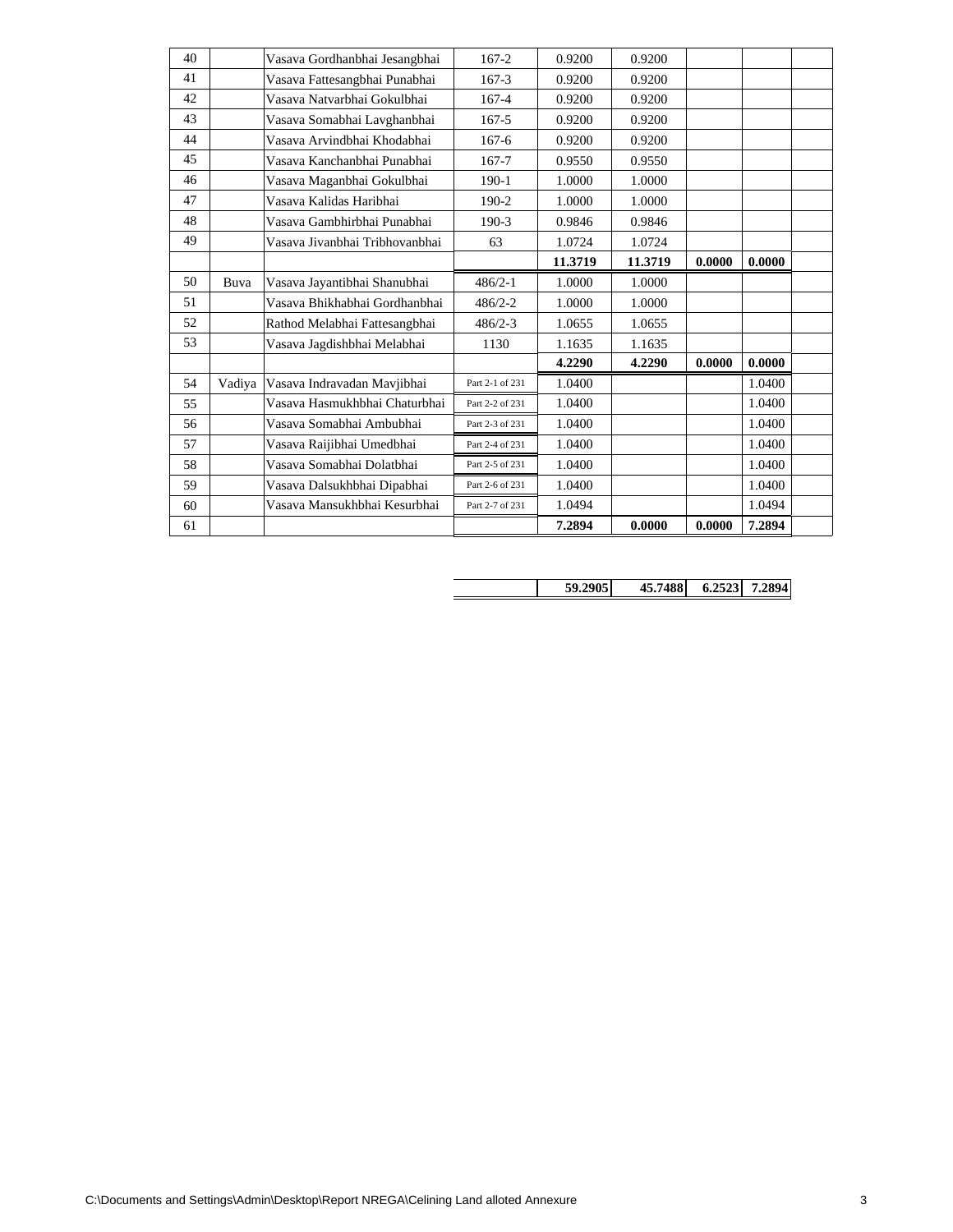| | | | | | | | | |
|---|---|---|---|---|---|---|---|---|
| 40 | | Vasava Gordhanbhai Jesangbhai | 167-2 | 0.9200 | 0.9200 | | | |
| 41 | | Vasava Fattesangbhai Punabhai | 167-3 | 0.9200 | 0.9200 | | | |
| 42 | | Vasava Natvarbhai Gokulbhai | 167-4 | 0.9200 | 0.9200 | | | |
| 43 | | Vasava Somabhai Lavghanbhai | 167-5 | 0.9200 | 0.9200 | | | |
| 44 | | Vasava Arvindbhai Khodabhai | 167-6 | 0.9200 | 0.9200 | | | |
| 45 | | Vasava Kanchanbhai Punabhai | 167-7 | 0.9550 | 0.9550 | | | |
| 46 | | Vasava Maganbhai Gokulbhai | 190-1 | 1.0000 | 1.0000 | | | |
| 47 | | Vasava Kalidas Haribhai | 190-2 | 1.0000 | 1.0000 | | | |
| 48 | | Vasava Gambhirbhai Punabhai | 190-3 | 0.9846 | 0.9846 | | | |
| 49 | | Vasava Jivanbhai Tribhovanbhai | 63 | 1.0724 | 1.0724 | | | |
| | | | | **11.3719** | **11.3719** | **0.0000** | **0.0000** | |
| 50 | Buva | Vasava Jayantibhai Shanubhai | 486/2-1 | 1.0000 | 1.0000 | | | |
| 51 | | Vasava Bhikhabhai Gordhanbhai | 486/2-2 | 1.0000 | 1.0000 | | | |
| 52 | | Rathod Melabhai Fattesangbhai | 486/2-3 | 1.0655 | 1.0655 | | | |
| 53 | | Vasava Jagdishbhai Melabhai | 1130 | 1.1635 | 1.1635 | | | |
| | | | | **4.2290** | **4.2290** | **0.0000** | **0.0000** | |
| 54 | Vadiya | Vasava Indravadan Mavjibhai | Part 2-1 of 231 | 1.0400 | | | 1.0400 | |
| 55 | | Vasava Hasmukhbhai Chaturbhai | Part 2-2 of 231 | 1.0400 | | | 1.0400 | |
| 56 | | Vasava Somabhai Ambubhai | Part 2-3 of 231 | 1.0400 | | | 1.0400 | |
| 57 | | Vasava Raijibhai Umedbhai | Part 2-4 of 231 | 1.0400 | | | 1.0400 | |
| 58 | | Vasava Somabhai Dolatbhai | Part 2-5 of 231 | 1.0400 | | | 1.0400 | |
| 59 | | Vasava Dalsukhbhai Dipabhai | Part 2-6 of 231 | 1.0400 | | | 1.0400 | |
| 60 | | Vasava Mansukhbhai Kesurbhai | Part 2-7 of 231 | 1.0494 | | | 1.0494 | |
| 61 | | | | **7.2894** | **0.0000** | **0.0000** | **7.2894** | |

| | | | | |
|---|---|---|---|---|
| | **59.2905** | **45.7488** | **6.2523** | **7.2894** |

C:\Documents and Settings\Admin\Desktop\Report NREGA\Celining Land alloted Annexure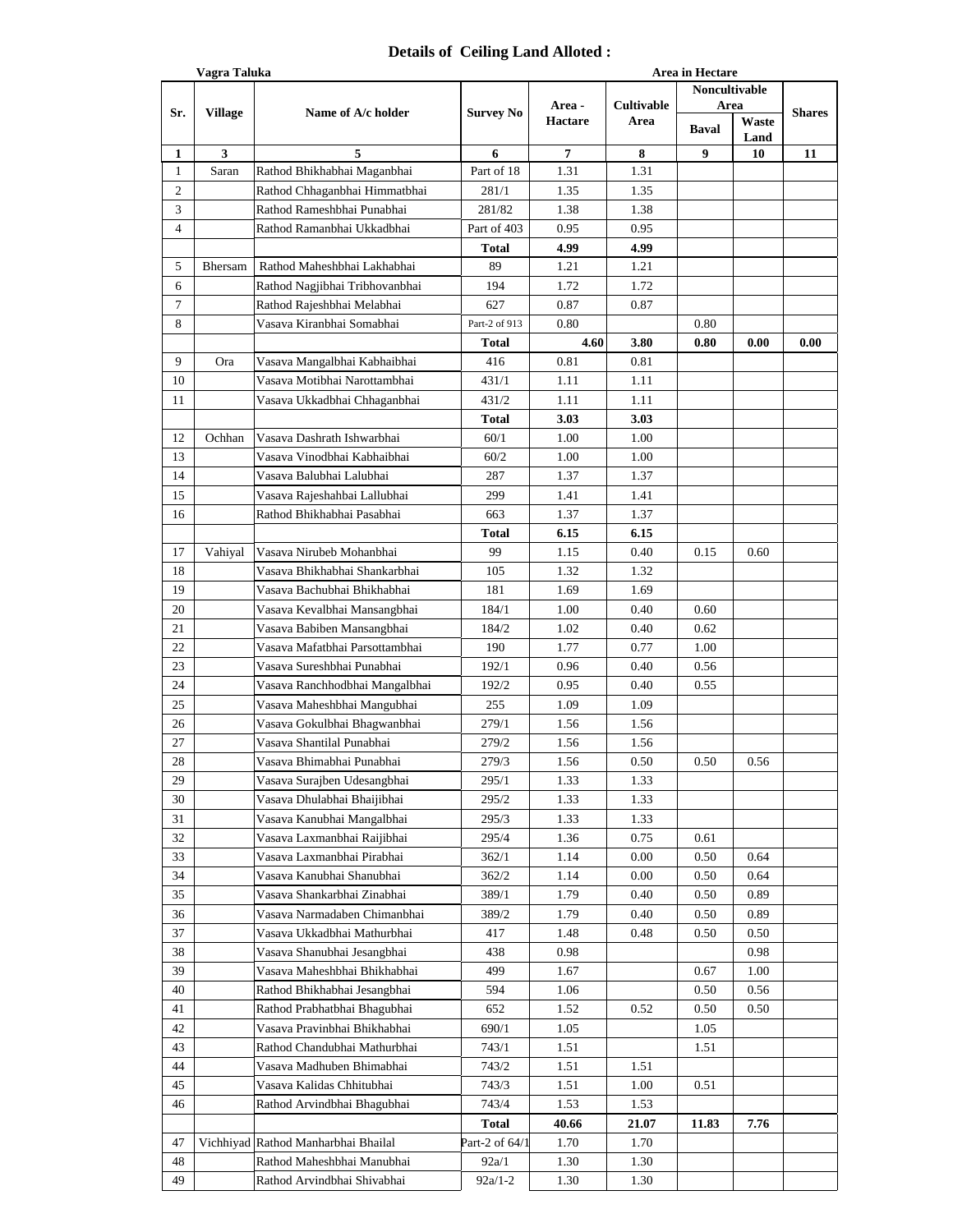# Details of Ceiling Land Alloted :

**Vagra Taluka** **Area in Hectare**

| Sr. | Village | Name of A/c holder | Survey No | Area - Hactare | Cultivable Area | Noncultivable Area | | Shares |
|---|---|---|---|---|---|---|---|---|
| | | | | | | Baval | Waste Land | |
| **1** | **3** | **5** | **6** | **7** | **8** | **9** | **10** | **11** |
| 1 | Saran | Rathod Bhikhabhai Maganbhai | Part of 18 | 1.31 | 1.31 | | | |
| 2 | | Rathod Chhaganbhai Himmatbhai | 281/1 | 1.35 | 1.35 | | | |
| 3 | | Rathod Rameshbhai Punabhai | 281/82 | 1.38 | 1.38 | | | |
| 4 | | Rathod Ramanbhai Ukkadbhai | Part of 403 | 0.95 | 0.95 | | | |
| | | | **Total** | **4.99** | **4.99** | | | |
| 5 | Bhersam | Rathod Maheshbhai Lakhabhai | 89 | 1.21 | 1.21 | | | |
| 6 | | Rathod Nagjibhai Tribhovanbhai | 194 | 1.72 | 1.72 | | | |
| 7 | | Rathod Rajeshbhai Melabhai | 627 | 0.87 | 0.87 | | | |
| 8 | | Vasava Kiranbhai Somabhai | Part-2 of 913 | 0.80 | | 0.80 | | |
| | | | **Total** | **4.60** | **3.80** | **0.80** | **0.00** | **0.00** |
| 9 | Ora | Vasava Mangalbhai Kabhaibhai | 416 | 0.81 | 0.81 | | | |
| 10 | | Vasava Motibhai Narottambhai | 431/1 | 1.11 | 1.11 | | | |
| 11 | | Vasava Ukkadbhai Chhaganbhai | 431/2 | 1.11 | 1.11 | | | |
| | | | **Total** | **3.03** | **3.03** | | | |
| 12 | Ochhan | Vasava Dashrath Ishwarbhai | 60/1 | 1.00 | 1.00 | | | |
| 13 | | Vasava Vinodbhai Kabhaibhai | 60/2 | 1.00 | 1.00 | | | |
| 14 | | Vasava Balubhai Lalubhai | 287 | 1.37 | 1.37 | | | |
| 15 | | Vasava Rajeshahbai Lallubhai | 299 | 1.41 | 1.41 | | | |
| 16 | | Rathod Bhikhabhai Pasabhai | 663 | 1.37 | 1.37 | | | |
| | | | **Total** | **6.15** | **6.15** | | | |
| 17 | Vahiyal | Vasava Nirubeb Mohanbhai | 99 | 1.15 | 0.40 | 0.15 | 0.60 | |
| 18 | | Vasava Bhikhabhai Shankarbhai | 105 | 1.32 | 1.32 | | | |
| 19 | | Vasava Bachubhai Bhikhabhai | 181 | 1.69 | 1.69 | | | |
| 20 | | Vasava Kevalbhai Mansangbhai | 184/1 | 1.00 | 0.40 | 0.60 | | |
| 21 | | Vasava Babiben Mansangbhai | 184/2 | 1.02 | 0.40 | 0.62 | | |
| 22 | | Vasava Mafatbhai Parsottambhai | 190 | 1.77 | 0.77 | 1.00 | | |
| 23 | | Vasava Sureshbhai Punabhai | 192/1 | 0.96 | 0.40 | 0.56 | | |
| 24 | | Vasava Ranchhodbhai Mangalbhai | 192/2 | 0.95 | 0.40 | 0.55 | | |
| 25 | | Vasava Maheshbhai Mangubhai | 255 | 1.09 | 1.09 | | | |
| 26 | | Vasava Gokulbhai Bhagwanbhai | 279/1 | 1.56 | 1.56 | | | |
| 27 | | Vasava Shantilal Punabhai | 279/2 | 1.56 | 1.56 | | | |
| 28 | | Vasava Bhimabhai Punabhai | 279/3 | 1.56 | 0.50 | 0.50 | 0.56 | |
| 29 | | Vasava Surajben Udesangbhai | 295/1 | 1.33 | 1.33 | | | |
| 30 | | Vasava Dhulabhai Bhaijibhai | 295/2 | 1.33 | 1.33 | | | |
| 31 | | Vasava Kanubhai Mangalbhai | 295/3 | 1.33 | 1.33 | | | |
| 32 | | Vasava Laxmanbhai Raijibhai | 295/4 | 1.36 | 0.75 | 0.61 | | |
| 33 | | Vasava Laxmanbhai Pirabhai | 362/1 | 1.14 | 0.00 | 0.50 | 0.64 | |
| 34 | | Vasava Kanubhai Shanubhai | 362/2 | 1.14 | 0.00 | 0.50 | 0.64 | |
| 35 | | Vasava Shankarbhai Zinabhai | 389/1 | 1.79 | 0.40 | 0.50 | 0.89 | |
| 36 | | Vasava Narmadaben Chimanbhai | 389/2 | 1.79 | 0.40 | 0.50 | 0.89 | |
| 37 | | Vasava Ukkadbhai Mathurbhai | 417 | 1.48 | 0.48 | 0.50 | 0.50 | |
| 38 | | Vasava Shanubhai Jesangbhai | 438 | 0.98 | | | 0.98 | |
| 39 | | Vasava Maheshbhai Bhikhabhai | 499 | 1.67 | | 0.67 | 1.00 | |
| 40 | | Rathod Bhikhabhai Jesangbhai | 594 | 1.06 | | 0.50 | 0.56 | |
| 41 | | Rathod Prabhatbhai Bhagubhai | 652 | 1.52 | 0.52 | 0.50 | 0.50 | |
| 42 | | Vasava Pravinbhai Bhikhabhai | 690/1 | 1.05 | | 1.05 | | |
| 43 | | Rathod Chandubhai Mathurbhai | 743/1 | 1.51 | | 1.51 | | |
| 44 | | Vasava Madhuben Bhimabhai | 743/2 | 1.51 | 1.51 | | | |
| 45 | | Vasava Kalidas Chhitubhai | 743/3 | 1.51 | 1.00 | 0.51 | | |
| 46 | | Rathod Arvindbhai Bhagubhai | 743/4 | 1.53 | 1.53 | | | |
| | | | **Total** | **40.66** | **21.07** | **11.83** | **7.76** | |
| 47 | Vichhiyad | Rathod Manharbhai Bhailal | Part-2 of 64/1 | 1.70 | 1.70 | | | |
| 48 | | Rathod Maheshbhai Manubhai | 92a/1 | 1.30 | 1.30 | | | |
| 49 | | Rathod Arvindbhai Shivabhai | 92a/1-2 | 1.30 | 1.30 | | | |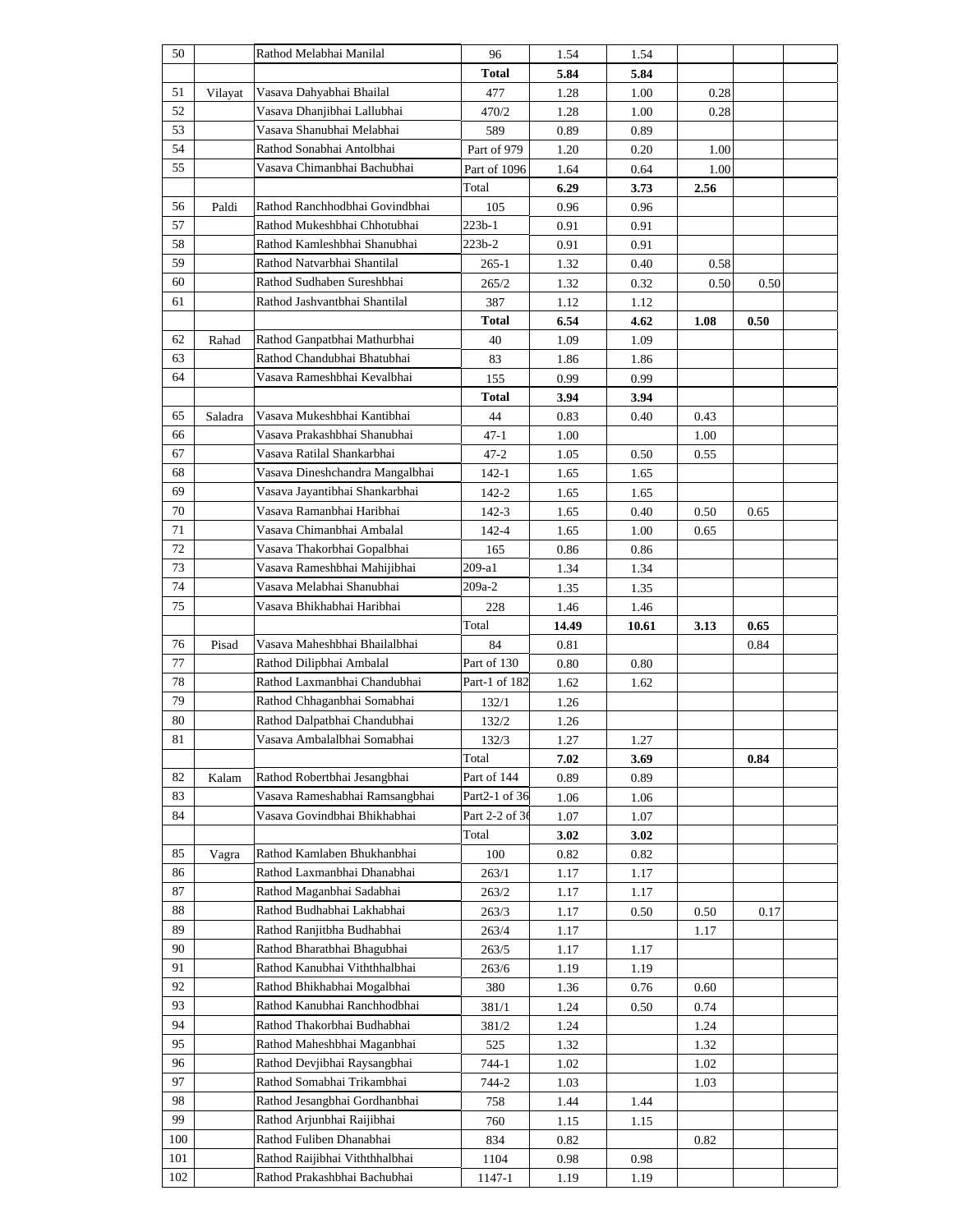| | | | | | | | | |
|---|---|---|---|---|---|---|---|---|
| 50 | | Rathod Melabhai Manilal | 96 | 1.54 | 1.54 | | | |
| | | | **Total** | **5.84** | **5.84** | | | |
| 51 | Vilayat | Vasava Dahyabhai Bhailal | 477 | 1.28 | 1.00 | 0.28 | | |
| 52 | | Vasava Dhanjibhai Lallubhai | 470/2 | 1.28 | 1.00 | 0.28 | | |
| 53 | | Vasava Shanubhai Melabhai | 589 | 0.89 | 0.89 | | | |
| 54 | | Rathod Sonabhai Antolbhai | Part of 979 | 1.20 | 0.20 | 1.00 | | |
| 55 | | Vasava Chimanbhai Bachubhai | Part of 1096 | 1.64 | 0.64 | 1.00 | | |
| | | | Total | **6.29** | **3.73** | **2.56** | | |
| 56 | Paldi | Rathod Ranchhodbhai Govindbhai | 105 | 0.96 | 0.96 | | | |
| 57 | | Rathod Mukeshbhai Chhotubhai | 223b-1 | 0.91 | 0.91 | | | |
| 58 | | Rathod Kamleshbhai Shanubhai | 223b-2 | 0.91 | 0.91 | | | |
| 59 | | Rathod Natvarbhai Shantilal | 265-1 | 1.32 | 0.40 | 0.58 | | |
| 60 | | Rathod Sudhaben Sureshbhai | 265/2 | 1.32 | 0.32 | 0.50 | 0.50 | |
| 61 | | Rathod Jashvantbhai Shantilal | 387 | 1.12 | 1.12 | | | |
| | | | **Total** | **6.54** | **4.62** | **1.08** | **0.50** | |
| 62 | Rahad | Rathod Ganpatbhai Mathurbhai | 40 | 1.09 | 1.09 | | | |
| 63 | | Rathod Chandubhai Bhatubhai | 83 | 1.86 | 1.86 | | | |
| 64 | | Vasava Rameshbhai Kevalbhai | 155 | 0.99 | 0.99 | | | |
| | | | **Total** | **3.94** | **3.94** | | | |
| 65 | Saladra | Vasava Mukeshbhai Kantibhai | 44 | 0.83 | 0.40 | 0.43 | | |
| 66 | | Vasava Prakashbhai Shanubhai | 47-1 | 1.00 | | 1.00 | | |
| 67 | | Vasava Ratilal Shankarbhai | 47-2 | 1.05 | 0.50 | 0.55 | | |
| 68 | | Vasava Dineshchandra Mangalbhai | 142-1 | 1.65 | 1.65 | | | |
| 69 | | Vasava Jayantibhai Shankarbhai | 142-2 | 1.65 | 1.65 | | | |
| 70 | | Vasava Ramanbhai Haribhai | 142-3 | 1.65 | 0.40 | 0.50 | 0.65 | |
| 71 | | Vasava Chimanbhai Ambalal | 142-4 | 1.65 | 1.00 | 0.65 | | |
| 72 | | Vasava Thakorbhai Gopalbhai | 165 | 0.86 | 0.86 | | | |
| 73 | | Vasava Rameshbhai Mahijibhai | 209-a1 | 1.34 | 1.34 | | | |
| 74 | | Vasava Melabhai Shanubhai | 209a-2 | 1.35 | 1.35 | | | |
| 75 | | Vasava Bhikhabhai Haribhai | 228 | 1.46 | 1.46 | | | |
| | | | Total | **14.49** | **10.61** | **3.13** | **0.65** | |
| 76 | Pisad | Vasava Maheshbhai Bhailalbhai | 84 | 0.81 | | | 0.84 | |
| 77 | | Rathod Dilipbhai Ambalal | Part of 130 | 0.80 | 0.80 | | | |
| 78 | | Rathod Laxmanbhai Chandubhai | Part-1 of 182 | 1.62 | 1.62 | | | |
| 79 | | Rathod Chhaganbhai Somabhai | 132/1 | 1.26 | | | | |
| 80 | | Rathod Dalpatbhai Chandubhai | 132/2 | 1.26 | | | | |
| 81 | | Vasava Ambalalbhai Somabhai | 132/3 | 1.27 | 1.27 | | | |
| | | | Total | **7.02** | **3.69** | | **0.84** | |
| 82 | Kalam | Rathod Robertbhai Jesangbhai | Part of 144 | 0.89 | 0.89 | | | |
| 83 | | Vasava Rameshabhai Ramsangbhai | Part2-1 of 36 | 1.06 | 1.06 | | | |
| 84 | | Vasava Govindbhai Bhikhabhai | Part 2-2 of 36 | 1.07 | 1.07 | | | |
| | | | Total | **3.02** | **3.02** | | | |
| 85 | Vagra | Rathod Kamlaben Bhukhanbhai | 100 | 0.82 | 0.82 | | | |
| 86 | | Rathod Laxmanbhai Dhanabhai | 263/1 | 1.17 | 1.17 | | | |
| 87 | | Rathod Maganbhai Sadabhai | 263/2 | 1.17 | 1.17 | | | |
| 88 | | Rathod Budhabhai Lakhabhai | 263/3 | 1.17 | 0.50 | 0.50 | 0.17 | |
| 89 | | Rathod Ranjitbha Budhabhai | 263/4 | 1.17 | | 1.17 | | |
| 90 | | Rathod Bharatbhai Bhagubhai | 263/5 | 1.17 | 1.17 | | | |
| 91 | | Rathod Kanubhai Viththhalbhai | 263/6 | 1.19 | 1.19 | | | |
| 92 | | Rathod Bhikhabhai Mogalbhai | 380 | 1.36 | 0.76 | 0.60 | | |
| 93 | | Rathod Kanubhai Ranchhodbhai | 381/1 | 1.24 | 0.50 | 0.74 | | |
| 94 | | Rathod Thakorbhai Budhabhai | 381/2 | 1.24 | | 1.24 | | |
| 95 | | Rathod Maheshbhai Maganbhai | 525 | 1.32 | | 1.32 | | |
| 96 | | Rathod Devjibhai Raysangbhai | 744-1 | 1.02 | | 1.02 | | |
| 97 | | Rathod Somabhai Trikambhai | 744-2 | 1.03 | | 1.03 | | |
| 98 | | Rathod Jesangbhai Gordhanbhai | 758 | 1.44 | 1.44 | | | |
| 99 | | Rathod Arjunbhai Raijibhai | 760 | 1.15 | 1.15 | | | |
| 100 | | Rathod Fuliben Dhanabhai | 834 | 0.82 | | 0.82 | | |
| 101 | | Rathod Raijibhai Viththhalbhai | 1104 | 0.98 | 0.98 | | | |
| 102 | | Rathod Prakashbhai Bachubhai | 1147-1 | 1.19 | 1.19 | | | |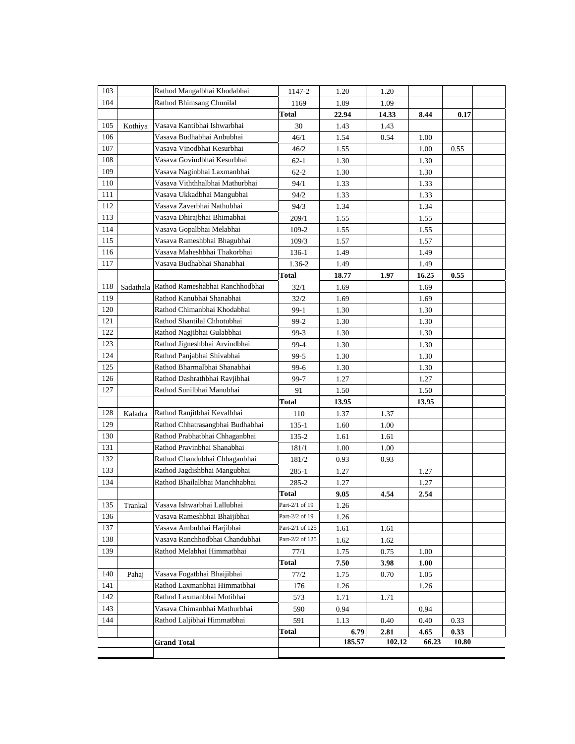| | | | | | | | | |
|---|---|---|---|---|---|---|---|---|
| 103 | | Rathod Mangalbhai Khodabhai | 1147-2 | 1.20 | 1.20 | | | |
| 104 | | Rathod Bhimsang Chunilal | 1169 | 1.09 | 1.09 | | | |
| | | | **Total** | **22.94** | **14.33** | **8.44** | **0.17** | |
| 105 | Kothiya | Vasava Kantibhai Ishwarbhai | 30 | 1.43 | 1.43 | | | |
| 106 | | Vasava Budhabhai Anbubhai | 46/1 | 1.54 | 0.54 | 1.00 | | |
| 107 | | Vasava Vinodbhai Kesurbhai | 46/2 | 1.55 | | 1.00 | 0.55 | |
| 108 | | Vasava Govindbhai Kesurbhai | 62-1 | 1.30 | | 1.30 | | |
| 109 | | Vasava Naginbhai Laxmanbhai | 62-2 | 1.30 | | 1.30 | | |
| 110 | | Vasava Viththhalbhai Mathurbhai | 94/1 | 1.33 | | 1.33 | | |
| 111 | | Vasava Ukkadbhai Mangubhai | 94/2 | 1.33 | | 1.33 | | |
| 112 | | Vasava Zaverbhai Nathubhai | 94/3 | 1.34 | | 1.34 | | |
| 113 | | Vasava Dhirajbhai Bhimabhai | 209/1 | 1.55 | | 1.55 | | |
| 114 | | Vasava Gopalbhai Melabhai | 109-2 | 1.55 | | 1.55 | | |
| 115 | | Vasava Rameshbhai Bhagubhai | 109/3 | 1.57 | | 1.57 | | |
| 116 | | Vasava Maheshbhai Thakorbhai | 136-1 | 1.49 | | 1.49 | | |
| 117 | | Vasava Budhabhai Shanabhai | 1.36-2 | 1.49 | | 1.49 | | |
| | | | **Total** | **18.77** | **1.97** | **16.25** | **0.55** | |
| 118 | Sadathala | Rathod Rameshabhai Ranchhodbhai | 32/1 | 1.69 | | 1.69 | | |
| 119 | | Rathod Kanubhai Shanabhai | 32/2 | 1.69 | | 1.69 | | |
| 120 | | Rathod Chimanbhai Khodabhai | 99-1 | 1.30 | | 1.30 | | |
| 121 | | Rathod Shantilal Chhotubhai | 99-2 | 1.30 | | 1.30 | | |
| 122 | | Rathod Nagjibhai Gulabbhai | 99-3 | 1.30 | | 1.30 | | |
| 123 | | Rathod Jigneshbhai Arvindbhai | 99-4 | 1.30 | | 1.30 | | |
| 124 | | Rathod Panjabhai Shivabhai | 99-5 | 1.30 | | 1.30 | | |
| 125 | | Rathod Bharmalbhai Shanabhai | 99-6 | 1.30 | | 1.30 | | |
| 126 | | Rathod Dashrathbhai Ravjibhai | 99-7 | 1.27 | | 1.27 | | |
| 127 | | Rathod Sunilbhai Manubhai | 91 | 1.50 | | 1.50 | | |
| | | | **Total** | **13.95** | | **13.95** | | |
| 128 | Kaladra | Rathod Ranjitbhai Kevalbhai | 110 | 1.37 | 1.37 | | | |
| 129 | | Rathod Chhatrasangbhai Budhabhai | 135-1 | 1.60 | 1.00 | | | |
| 130 | | Rathod Prabhatbhai Chhaganbhai | 135-2 | 1.61 | 1.61 | | | |
| 131 | | Rathod Pravinbhai Shanabhai | 181/1 | 1.00 | 1.00 | | | |
| 132 | | Rathod Chandubhai Chhaganbhai | 181/2 | 0.93 | 0.93 | | | |
| 133 | | Rathod Jagdishbhai Mangubhai | 285-1 | 1.27 | | 1.27 | | |
| 134 | | Rathod Bhailalbhai Manchhabhai | 285-2 | 1.27 | | 1.27 | | |
| | | | **Total** | **9.05** | **4.54** | **2.54** | | |
| 135 | Trankal | Vasava Ishwarbhai Lallubhai | Part-2/1 of 19 | 1.26 | | | | |
| 136 | | Vasava Rameshbhai Bhaijibhai | Part-2/2 of 19 | 1.26 | | | | |
| 137 | | Vasava Ambubhai Harjibhai | Part-2/1 of 125 | 1.61 | 1.61 | | | |
| 138 | | Vasava Ranchhodbhai Chandubhai | Part-2/2 of 125 | 1.62 | 1.62 | | | |
| 139 | | Rathod Melabhai Himmatbhai | 77/1 | 1.75 | 0.75 | 1.00 | | |
| | | | **Total** | **7.50** | **3.98** | **1.00** | | |
| 140 | Pahaj | Vasava Fogatbhai Bhaijibhai | 77/2 | 1.75 | 0.70 | 1.05 | | |
| 141 | | Rathod Laxmanbhai Himmatbhai | 176 | 1.26 | | 1.26 | | |
| 142 | | Rathod Laxmanbhai Motibhai | 573 | 1.71 | 1.71 | | | |
| 143 | | Vasava Chimanbhai Mathurbhai | 590 | 0.94 | | 0.94 | | |
| 144 | | Rathod Laljibhai Himmatbhai | 591 | 1.13 | 0.40 | 0.40 | 0.33 | |
| | | | **Total** | **6.79** | **2.81** | **4.65** | **0.33** | |
| | | **Grand Total** | | **185.57** | **102.12** | **66.23** | **10.80** | |